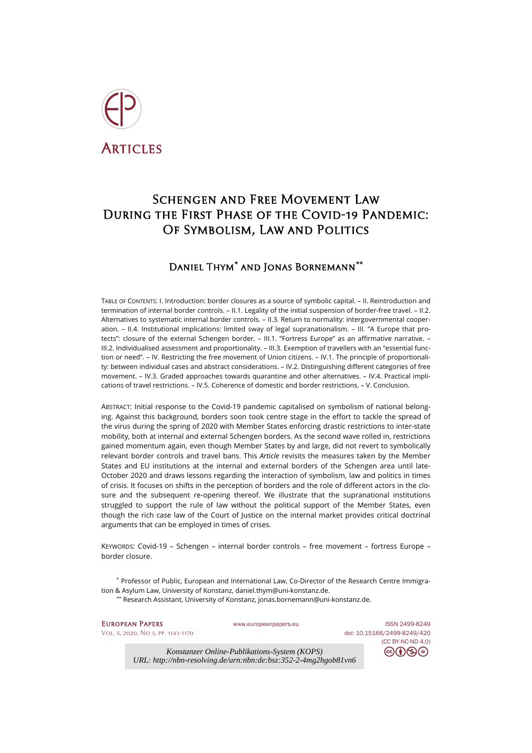# Articles

# Schengen and Free Movement Law During the First Phase of the Covid-19 Pandemic: Of Symbolism, Law and Politics

## Daniel Thym[*] and Jonas Bornemann[**]

TABLE OF CONTENTS: I. Introduction: border closures as a source of symbolic capital. – II. Reintroduction and termination of internal border controls. – II.1. Legality of the initial suspension of border-free travel. – II.2. Alternatives to systematic internal border controls. – II.3. Return to normality: intergovernmental cooperation. – II.4. Institutional implications: limited sway of legal supranationalism. – III. "A Europe that protects": closure of the external Schengen border. – III.1. "Fortress Europe" as an affirmative narrative. – III.2. Individualised assessment and proportionality. – III.3. Exemption of travellers with an "essential function or need". – IV. Restricting the free movement of Union citizens. – IV.1. The principle of proportionality: between individual cases and abstract considerations. – IV.2. Distinguishing different categories of free movement. – IV.3. Graded approaches towards quarantine and other alternatives. – IV.4. Practical implications of travel restrictions. – IV.5. Coherence of domestic and border restrictions. – V. Conclusion.

ABSTRACT: Initial response to the Covid-19 pandemic capitalised on symbolism of national belonging. Against this background, borders soon took centre stage in the effort to tackle the spread of the virus during the spring of 2020 with Member States enforcing drastic restrictions to inter-state mobility, both at internal and external Schengen borders. As the second wave rolled in, restrictions gained momentum again, even though Member States by and large, did not revert to symbolically relevant border controls and travel bans. This *Article* revisits the measures taken by the Member States and EU institutions at the internal and external borders of the Schengen area until late-October 2020 and draws lessons regarding the interaction of symbolism, law and politics in times of crisis. It focuses on shifts in the perception of borders and the role of different actors in the closure and the subsequent re-opening thereof. We illustrate that the supranational institutions struggled to support the rule of law without the political support of the Member States, even though the rich case law of the Court of Justice on the internal market provides critical doctrinal arguments that can be employed in times of crises.

KEYWORDS: Covid-19 – Schengen – internal border controls – free movement – fortress Europe – border closure.

[*] Professor of Public, European and International Law, Co-Director of the Research Centre Immigration & Asylum Law, University of Konstanz, daniel.thym@uni-konstanz.de.

[**] Research Assistant, University of Konstanz, jonas.bornemann@uni-konstanz.de.

European Papers
Vol. 5, 2020, No 3, pp. 1143-1170
www.europeanpapers.eu
ISSN 2499-8249
doi: 10.15166/2499-8249/420
(CC BY-NC-ND 4.0)

*Konstanzer Online-Publikations-System (KOPS)*
*URL: http://nbn-resolving.de/urn:nbn:de:bsz:352-2-4mg2hgob81vn6*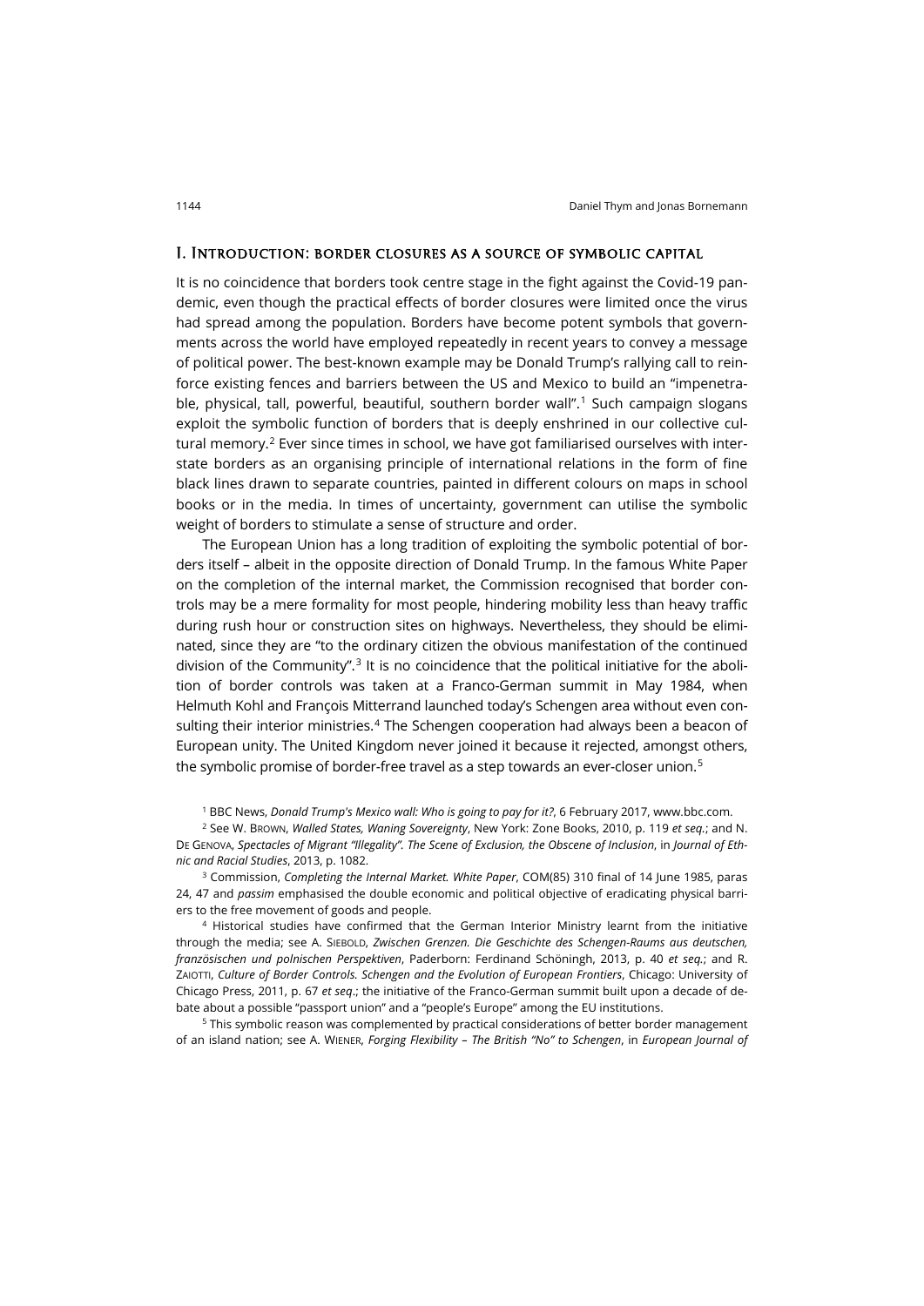## I. Introduction: border closures as a source of symbolic capital

It is no coincidence that borders took centre stage in the fight against the Covid-19 pandemic, even though the practical effects of border closures were limited once the virus had spread among the population. Borders have become potent symbols that governments across the world have employed repeatedly in recent years to convey a message of political power. The best-known example may be Donald Trump's rallying call to reinforce existing fences and barriers between the US and Mexico to build an "impenetrable, physical, tall, powerful, beautiful, southern border wall".[1] Such campaign slogans exploit the symbolic function of borders that is deeply enshrined in our collective cultural memory.[2] Ever since times in school, we have got familiarised ourselves with interstate borders as an organising principle of international relations in the form of fine black lines drawn to separate countries, painted in different colours on maps in school books or in the media. In times of uncertainty, government can utilise the symbolic weight of borders to stimulate a sense of structure and order.

The European Union has a long tradition of exploiting the symbolic potential of borders itself – albeit in the opposite direction of Donald Trump. In the famous White Paper on the completion of the internal market, the Commission recognised that border controls may be a mere formality for most people, hindering mobility less than heavy traffic during rush hour or construction sites on highways. Nevertheless, they should be eliminated, since they are "to the ordinary citizen the obvious manifestation of the continued division of the Community".[3] It is no coincidence that the political initiative for the abolition of border controls was taken at a Franco-German summit in May 1984, when Helmuth Kohl and François Mitterrand launched today's Schengen area without even consulting their interior ministries.[4] The Schengen cooperation had always been a beacon of European unity. The United Kingdom never joined it because it rejected, amongst others, the symbolic promise of border-free travel as a step towards an ever-closer union.[5]

[1] BBC News, *Donald Trump's Mexico wall: Who is going to pay for it?*, 6 February 2017, www.bbc.com.

[2] See W. Brown, *Walled States, Waning Sovereignty*, New York: Zone Books, 2010, p. 119 *et seq*.; and N. De Genova, *Spectacles of Migrant "Illegality". The Scene of Exclusion, the Obscene of Inclusion*, in *Journal of Ethnic and Racial Studies*, 2013, p. 1082.

[3] Commission, *Completing the Internal Market. White Paper*, COM(85) 310 final of 14 June 1985, paras 24, 47 and *passim* emphasised the double economic and political objective of eradicating physical barriers to the free movement of goods and people.

[4] Historical studies have confirmed that the German Interior Ministry learnt from the initiative through the media; see A. Siebold, *Zwischen Grenzen. Die Geschichte des Schengen-Raums aus deutschen, französischen und polnischen Perspektiven*, Paderborn: Ferdinand Schöningh, 2013, p. 40 *et seq*.; and R. Zaiotti, *Culture of Border Controls. Schengen and the Evolution of European Frontiers*, Chicago: University of Chicago Press, 2011, p. 67 *et seq*.; the initiative of the Franco-German summit built upon a decade of debate about a possible "passport union" and a "people's Europe" among the EU institutions.

[5] This symbolic reason was complemented by practical considerations of better border management of an island nation; see A. Wiener, *Forging Flexibility – The British "No" to Schengen*, in *European Journal of*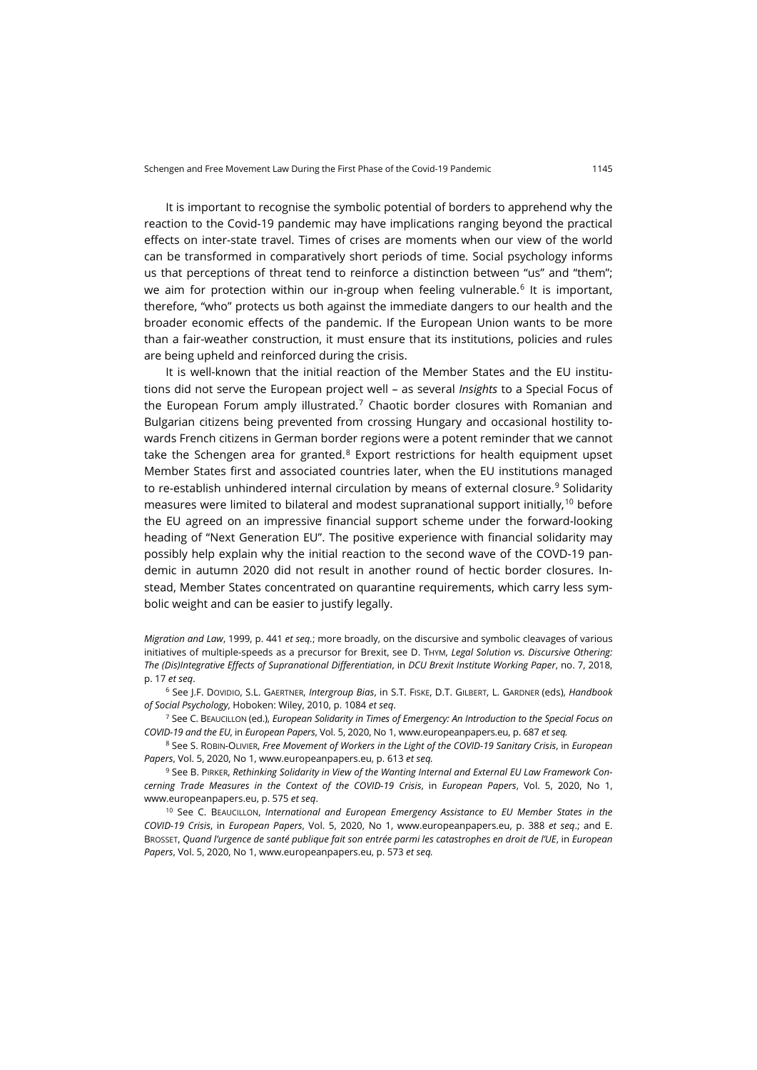It is important to recognise the symbolic potential of borders to apprehend why the reaction to the Covid-19 pandemic may have implications ranging beyond the practical effects on inter-state travel. Times of crises are moments when our view of the world can be transformed in comparatively short periods of time. Social psychology informs us that perceptions of threat tend to reinforce a distinction between "us" and "them"; we aim for protection within our in-group when feeling vulnerable.[6] It is important, therefore, "who" protects us both against the immediate dangers to our health and the broader economic effects of the pandemic. If the European Union wants to be more than a fair-weather construction, it must ensure that its institutions, policies and rules are being upheld and reinforced during the crisis.

It is well-known that the initial reaction of the Member States and the EU institutions did not serve the European project well – as several *Insights* to a Special Focus of the European Forum amply illustrated.[7] Chaotic border closures with Romanian and Bulgarian citizens being prevented from crossing Hungary and occasional hostility towards French citizens in German border regions were a potent reminder that we cannot take the Schengen area for granted.[8] Export restrictions for health equipment upset Member States first and associated countries later, when the EU institutions managed to re-establish unhindered internal circulation by means of external closure.[9] Solidarity measures were limited to bilateral and modest supranational support initially,[10] before the EU agreed on an impressive financial support scheme under the forward-looking heading of "Next Generation EU". The positive experience with financial solidarity may possibly help explain why the initial reaction to the second wave of the COVD-19 pandemic in autumn 2020 did not result in another round of hectic border closures. Instead, Member States concentrated on quarantine requirements, which carry less symbolic weight and can be easier to justify legally.

*Migration and Law*, 1999, p. 441 *et seq*.; more broadly, on the discursive and symbolic cleavages of various initiatives of multiple-speeds as a precursor for Brexit, see D. THYM, *Legal Solution vs. Discursive Othering: The (Dis)Integrative Effects of Supranational Differentiation*, in *DCU Brexit Institute Working Paper*, no. 7, 2018, p. 17 *et seq*.

[6] See J.F. DOVIDIO, S.L. GAERTNER, *Intergroup Bias*, in S.T. FISKE, D.T. GILBERT, L. GARDNER (eds), *Handbook of Social Psychology*, Hoboken: Wiley, 2010, p. 1084 *et seq*.

[7] See C. BEAUCILLON (ed.), *European Solidarity in Times of Emergency: An Introduction to the Special Focus on COVID-19 and the EU*, in *European Papers*, Vol. 5, 2020, No 1, www.europeanpapers.eu, p. 687 *et seq.*

[8] See S. ROBIN-OLIVIER, *Free Movement of Workers in the Light of the COVID-19 Sanitary Crisis*, in *European Papers*, Vol. 5, 2020, No 1, www.europeanpapers.eu, p. 613 *et seq.*

[9] See B. PIRKER, *Rethinking Solidarity in View of the Wanting Internal and External EU Law Framework Concerning Trade Measures in the Context of the COVID-19 Crisis*, in *European Papers*, Vol. 5, 2020, No 1, www.europeanpapers.eu, p. 575 *et seq*.

[10] See C. BEAUCILLON, *International and European Emergency Assistance to EU Member States in the COVID-19 Crisis*, in *European Papers*, Vol. 5, 2020, No 1, www.europeanpapers.eu, p. 388 *et seq*.; and E. BROSSET, *Quand l'urgence de santé publique fait son entrée parmi les catastrophes en droit de l'UE*, in *European Papers*, Vol. 5, 2020, No 1, www.europeanpapers.eu, p. 573 *et seq.*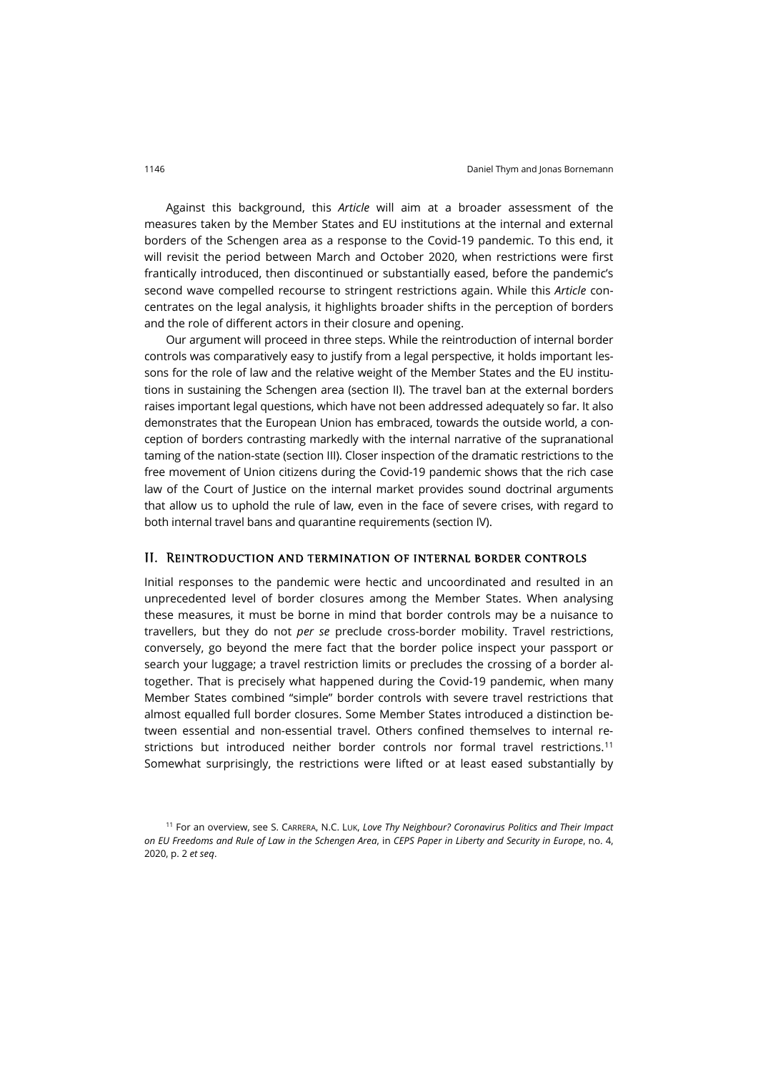Against this background, this *Article* will aim at a broader assessment of the measures taken by the Member States and EU institutions at the internal and external borders of the Schengen area as a response to the Covid-19 pandemic. To this end, it will revisit the period between March and October 2020, when restrictions were first frantically introduced, then discontinued or substantially eased, before the pandemic's second wave compelled recourse to stringent restrictions again. While this *Article* concentrates on the legal analysis, it highlights broader shifts in the perception of borders and the role of different actors in their closure and opening.

Our argument will proceed in three steps. While the reintroduction of internal border controls was comparatively easy to justify from a legal perspective, it holds important lessons for the role of law and the relative weight of the Member States and the EU institutions in sustaining the Schengen area (section II). The travel ban at the external borders raises important legal questions, which have not been addressed adequately so far. It also demonstrates that the European Union has embraced, towards the outside world, a conception of borders contrasting markedly with the internal narrative of the supranational taming of the nation-state (section III). Closer inspection of the dramatic restrictions to the free movement of Union citizens during the Covid-19 pandemic shows that the rich case law of the Court of Justice on the internal market provides sound doctrinal arguments that allow us to uphold the rule of law, even in the face of severe crises, with regard to both internal travel bans and quarantine requirements (section IV).

## II. Reintroduction and termination of internal border controls

Initial responses to the pandemic were hectic and uncoordinated and resulted in an unprecedented level of border closures among the Member States. When analysing these measures, it must be borne in mind that border controls may be a nuisance to travellers, but they do not *per se* preclude cross-border mobility. Travel restrictions, conversely, go beyond the mere fact that the border police inspect your passport or search your luggage; a travel restriction limits or precludes the crossing of a border altogether. That is precisely what happened during the Covid-19 pandemic, when many Member States combined "simple" border controls with severe travel restrictions that almost equalled full border closures. Some Member States introduced a distinction between essential and non-essential travel. Others confined themselves to internal restrictions but introduced neither border controls nor formal travel restrictions.[11] Somewhat surprisingly, the restrictions were lifted or at least eased substantially by

[11] For an overview, see S. Carrera, N.C. Luk, *Love Thy Neighbour? Coronavirus Politics and Their Impact on EU Freedoms and Rule of Law in the Schengen Area*, in *CEPS Paper in Liberty and Security in Europe*, no. 4, 2020, p. 2 *et seq*.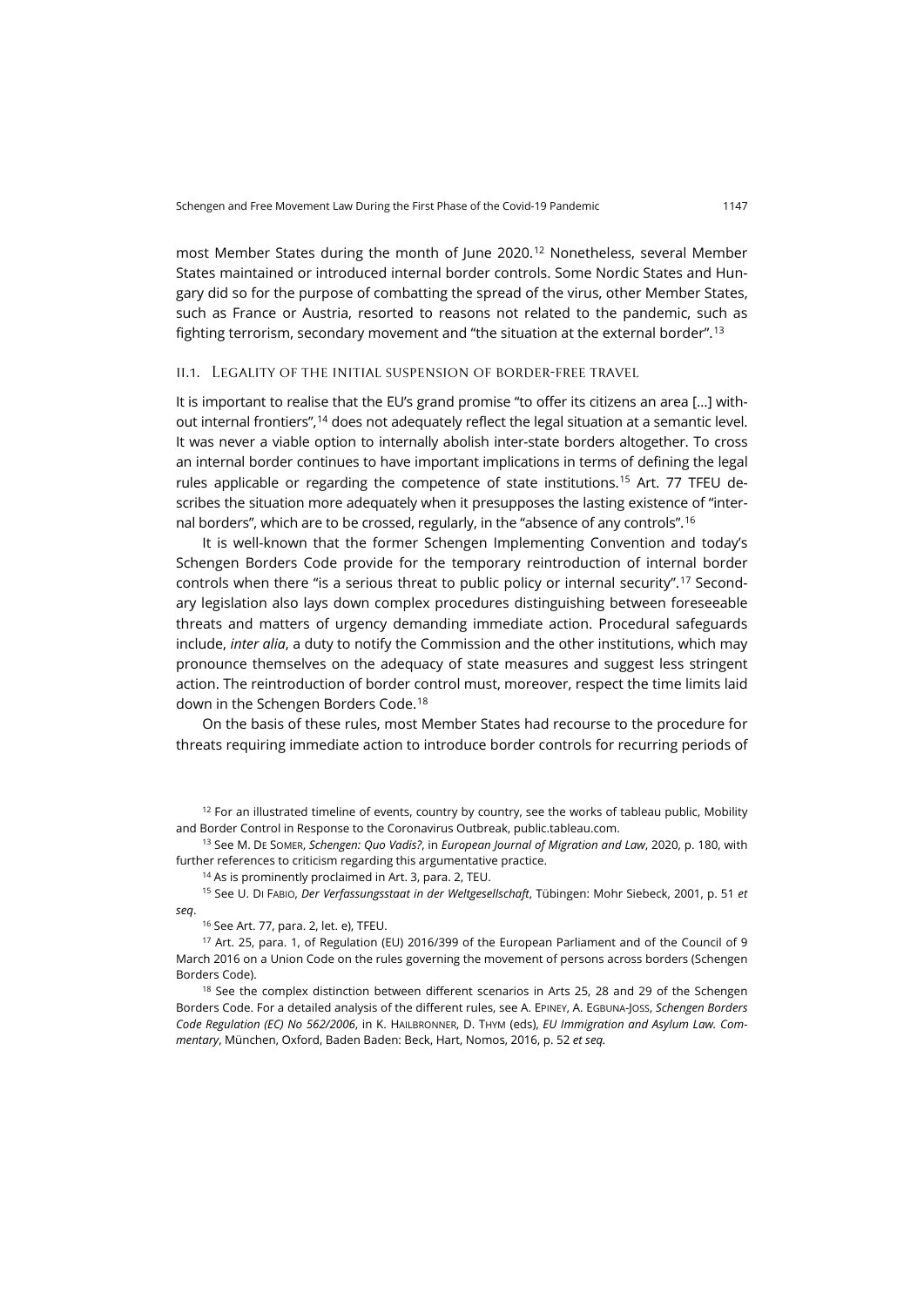most Member States during the month of June 2020.[12] Nonetheless, several Member States maintained or introduced internal border controls. Some Nordic States and Hungary did so for the purpose of combatting the spread of the virus, other Member States, such as France or Austria, resorted to reasons not related to the pandemic, such as fighting terrorism, secondary movement and "the situation at the external border".[13]

### II.1. Legality of the initial suspension of border-free travel

It is important to realise that the EU's grand promise "to offer its citizens an area […] without internal frontiers",[14] does not adequately reflect the legal situation at a semantic level. It was never a viable option to internally abolish inter-state borders altogether. To cross an internal border continues to have important implications in terms of defining the legal rules applicable or regarding the competence of state institutions.[15] Art. 77 TFEU describes the situation more adequately when it presupposes the lasting existence of "internal borders", which are to be crossed, regularly, in the "absence of any controls".[16]

It is well-known that the former Schengen Implementing Convention and today's Schengen Borders Code provide for the temporary reintroduction of internal border controls when there "is a serious threat to public policy or internal security".[17] Secondary legislation also lays down complex procedures distinguishing between foreseeable threats and matters of urgency demanding immediate action. Procedural safeguards include, *inter alia*, a duty to notify the Commission and the other institutions, which may pronounce themselves on the adequacy of state measures and suggest less stringent action. The reintroduction of border control must, moreover, respect the time limits laid down in the Schengen Borders Code.[18]

On the basis of these rules, most Member States had recourse to the procedure for threats requiring immediate action to introduce border controls for recurring periods of

[12] For an illustrated timeline of events, country by country, see the works of tableau public, Mobility and Border Control in Response to the Coronavirus Outbreak, public.tableau.com.

[13] See M. De Somer, *Schengen: Quo Vadis?*, in *European Journal of Migration and Law*, 2020, p. 180, with further references to criticism regarding this argumentative practice.

[14] As is prominently proclaimed in Art. 3, para. 2, TEU.

[15] See U. Di Fabio, *Der Verfassungsstaat in der Weltgesellschaft*, Tübingen: Mohr Siebeck, 2001, p. 51 *et seq*.

[16] See Art. 77, para. 2, let. e), TFEU.

[17] Art. 25, para. 1, of Regulation (EU) 2016/399 of the European Parliament and of the Council of 9 March 2016 on a Union Code on the rules governing the movement of persons across borders (Schengen Borders Code).

[18] See the complex distinction between different scenarios in Arts 25, 28 and 29 of the Schengen Borders Code. For a detailed analysis of the different rules, see A. Epiney, A. Egbuna-Joss, *Schengen Borders Code Regulation (EC) No 562/2006*, in K. Hailbronner, D. Thym (eds), *EU Immigration and Asylum Law. Commentary*, München, Oxford, Baden Baden: Beck, Hart, Nomos, 2016, p. 52 *et seq.*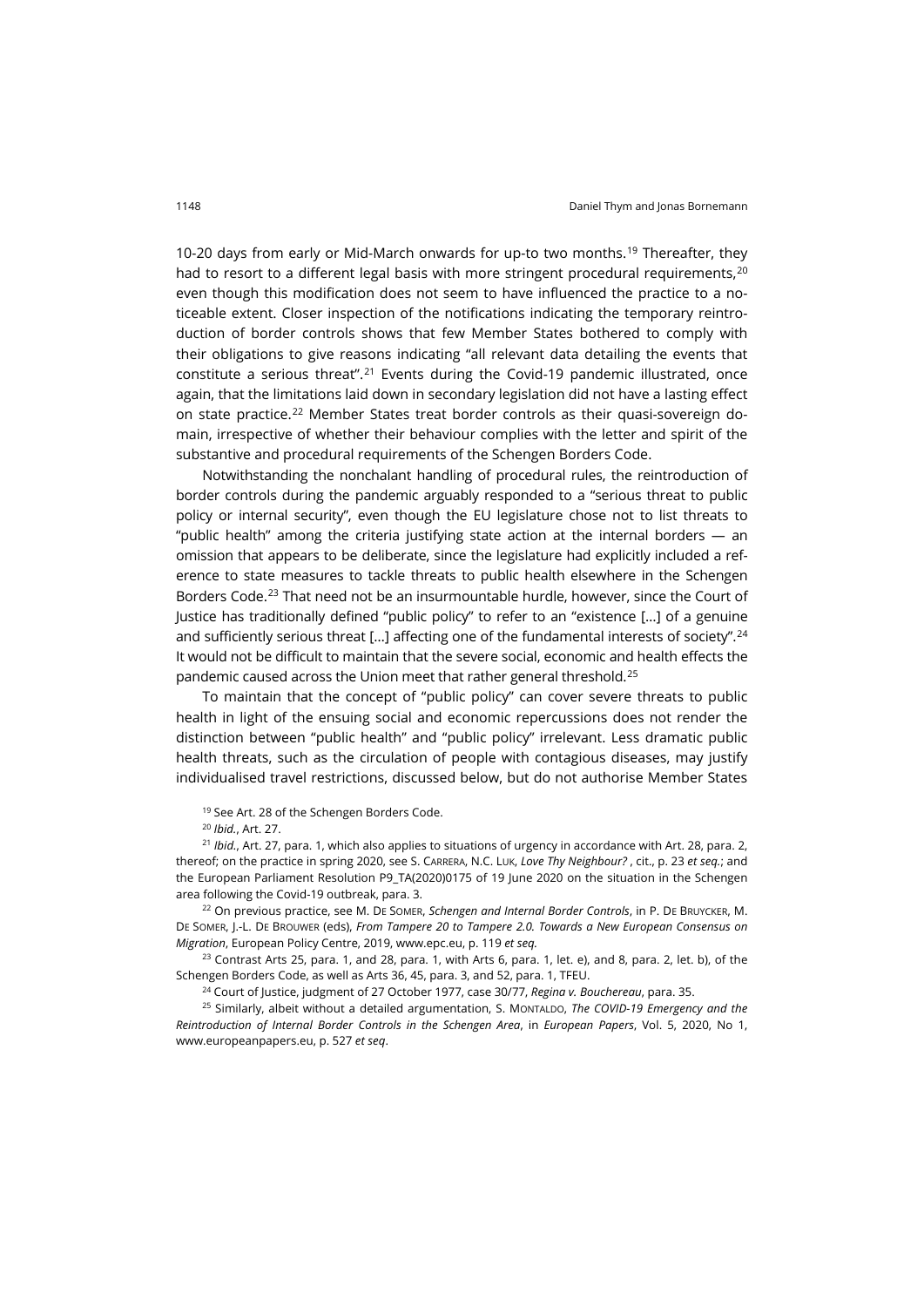10-20 days from early or Mid-March onwards for up-to two months.[19] Thereafter, they had to resort to a different legal basis with more stringent procedural requirements,[20] even though this modification does not seem to have influenced the practice to a noticeable extent. Closer inspection of the notifications indicating the temporary reintroduction of border controls shows that few Member States bothered to comply with their obligations to give reasons indicating "all relevant data detailing the events that constitute a serious threat".[21] Events during the Covid-19 pandemic illustrated, once again, that the limitations laid down in secondary legislation did not have a lasting effect on state practice.[22] Member States treat border controls as their quasi-sovereign domain, irrespective of whether their behaviour complies with the letter and spirit of the substantive and procedural requirements of the Schengen Borders Code.

Notwithstanding the nonchalant handling of procedural rules, the reintroduction of border controls during the pandemic arguably responded to a "serious threat to public policy or internal security", even though the EU legislature chose not to list threats to "public health" among the criteria justifying state action at the internal borders — an omission that appears to be deliberate, since the legislature had explicitly included a reference to state measures to tackle threats to public health elsewhere in the Schengen Borders Code.[23] That need not be an insurmountable hurdle, however, since the Court of Justice has traditionally defined "public policy" to refer to an "existence [...] of a genuine and sufficiently serious threat [...] affecting one of the fundamental interests of society".[24] It would not be difficult to maintain that the severe social, economic and health effects the pandemic caused across the Union meet that rather general threshold.[25]

To maintain that the concept of "public policy" can cover severe threats to public health in light of the ensuing social and economic repercussions does not render the distinction between "public health" and "public policy" irrelevant. Less dramatic public health threats, such as the circulation of people with contagious diseases, may justify individualised travel restrictions, discussed below, but do not authorise Member States

[19] See Art. 28 of the Schengen Borders Code.

[20] *Ibid.*, Art. 27.

[21] *Ibid.*, Art. 27, para. 1, which also applies to situations of urgency in accordance with Art. 28, para. 2, thereof; on the practice in spring 2020, see S. CARRERA, N.C. LUK, *Love Thy Neighbour?* , cit., p. 23 *et seq.*; and the European Parliament Resolution P9_TA(2020)0175 of 19 June 2020 on the situation in the Schengen area following the Covid-19 outbreak, para. 3.

[22] On previous practice, see M. DE SOMER, *Schengen and Internal Border Controls*, in P. DE BRUYCKER, M. DE SOMER, J.-L. DE BROUWER (eds), *From Tampere 20 to Tampere 2.0. Towards a New European Consensus on Migration*, European Policy Centre, 2019, www.epc.eu, p. 119 *et seq.*

[23] Contrast Arts 25, para. 1, and 28, para. 1, with Arts 6, para. 1, let. e), and 8, para. 2, let. b), of the Schengen Borders Code, as well as Arts 36, 45, para. 3, and 52, para. 1, TFEU.

[24] Court of Justice, judgment of 27 October 1977, case 30/77, *Regina v. Bouchereau*, para. 35.

[25] Similarly, albeit without a detailed argumentation, S. MONTALDO, *The COVID-19 Emergency and the Reintroduction of Internal Border Controls in the Schengen Area*, in *European Papers*, Vol. 5, 2020, No 1, www.europeanpapers.eu, p. 527 *et seq*.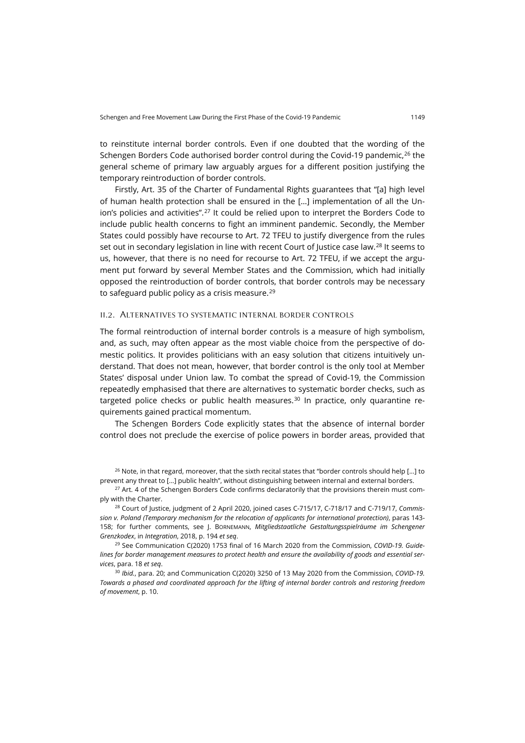to reinstitute internal border controls. Even if one doubted that the wording of the Schengen Borders Code authorised border control during the Covid-19 pandemic,[26] the general scheme of primary law arguably argues for a different position justifying the temporary reintroduction of border controls.

Firstly, Art. 35 of the Charter of Fundamental Rights guarantees that "[a] high level of human health protection shall be ensured in the […] implementation of all the Union's policies and activities".[27] It could be relied upon to interpret the Borders Code to include public health concerns to fight an imminent pandemic. Secondly, the Member States could possibly have recourse to Art. 72 TFEU to justify divergence from the rules set out in secondary legislation in line with recent Court of Justice case law.[28] It seems to us, however, that there is no need for recourse to Art. 72 TFEU, if we accept the argument put forward by several Member States and the Commission, which had initially opposed the reintroduction of border controls, that border controls may be necessary to safeguard public policy as a crisis measure.[29]

### II.2. Alternatives to systematic internal border controls

The formal reintroduction of internal border controls is a measure of high symbolism, and, as such, may often appear as the most viable choice from the perspective of domestic politics. It provides politicians with an easy solution that citizens intuitively understand. That does not mean, however, that border control is the only tool at Member States' disposal under Union law. To combat the spread of Covid-19, the Commission repeatedly emphasised that there are alternatives to systematic border checks, such as targeted police checks or public health measures.[30] In practice, only quarantine requirements gained practical momentum.

The Schengen Borders Code explicitly states that the absence of internal border control does not preclude the exercise of police powers in border areas, provided that

[26] Note, in that regard, moreover, that the sixth recital states that "border controls should help […] to prevent any threat to […] public health", without distinguishing between internal and external borders.

[27] Art. 4 of the Schengen Borders Code confirms declaratorily that the provisions therein must comply with the Charter.

[28] Court of Justice, judgment of 2 April 2020, joined cases C-715/17, C-718/17 and C-719/17, *Commission v. Poland (Temporary mechanism for the relocation of applicants for international protection)*, paras 143-158; for further comments, see J. Bornemann, *Mitgliedstaatliche Gestaltungsspielräume im Schengener Grenzkodex*, in *Integration*, 2018, p. 194 *et seq*.

[29] See Communication C(2020) 1753 final of 16 March 2020 from the Commission, *COVID-19. Guidelines for border management measures to protect health and ensure the availability of goods and essential services*, para. 18 *et seq*.

[30] *Ibid.*, para. 20; and Communication C(2020) 3250 of 13 May 2020 from the Commission, *COVID-19. Towards a phased and coordinated approach for the lifting of internal border controls and restoring freedom of movement*, p. 10.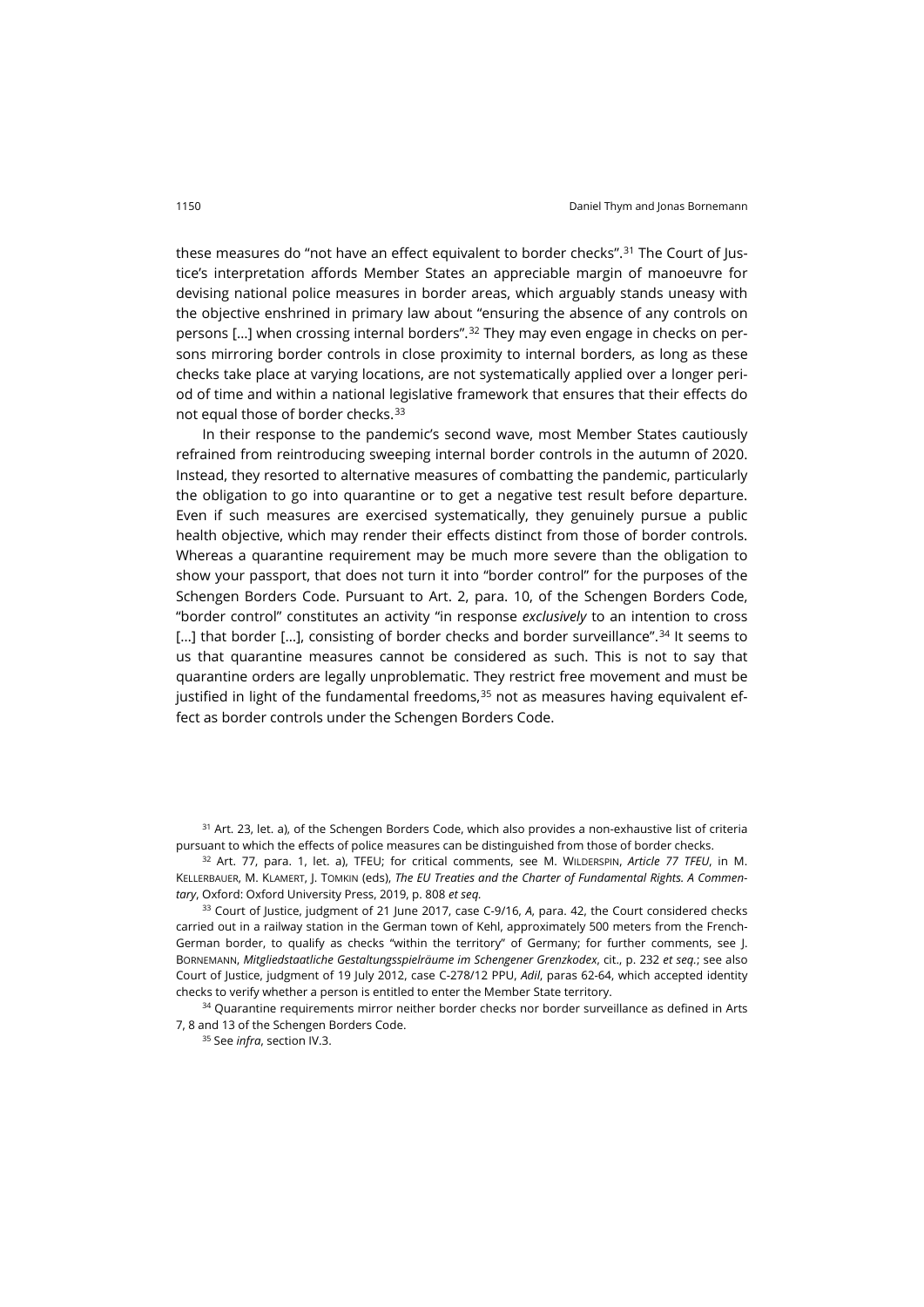these measures do "not have an effect equivalent to border checks".[31] The Court of Justice's interpretation affords Member States an appreciable margin of manoeuvre for devising national police measures in border areas, which arguably stands uneasy with the objective enshrined in primary law about "ensuring the absence of any controls on persons […] when crossing internal borders".[32] They may even engage in checks on persons mirroring border controls in close proximity to internal borders, as long as these checks take place at varying locations, are not systematically applied over a longer period of time and within a national legislative framework that ensures that their effects do not equal those of border checks.[33]

In their response to the pandemic's second wave, most Member States cautiously refrained from reintroducing sweeping internal border controls in the autumn of 2020. Instead, they resorted to alternative measures of combatting the pandemic, particularly the obligation to go into quarantine or to get a negative test result before departure. Even if such measures are exercised systematically, they genuinely pursue a public health objective, which may render their effects distinct from those of border controls. Whereas a quarantine requirement may be much more severe than the obligation to show your passport, that does not turn it into "border control" for the purposes of the Schengen Borders Code. Pursuant to Art. 2, para. 10, of the Schengen Borders Code, "border control" constitutes an activity "in response *exclusively* to an intention to cross […] that border […], consisting of border checks and border surveillance".[34] It seems to us that quarantine measures cannot be considered as such. This is not to say that quarantine orders are legally unproblematic. They restrict free movement and must be justified in light of the fundamental freedoms,[35] not as measures having equivalent effect as border controls under the Schengen Borders Code.

[31] Art. 23, let. a), of the Schengen Borders Code, which also provides a non-exhaustive list of criteria pursuant to which the effects of police measures can be distinguished from those of border checks.

[32] Art. 77, para. 1, let. a), TFEU; for critical comments, see M. Wilderspin, *Article 77 TFEU*, in M. Kellerbauer, M. Klamert, J. Tomkin (eds), *The EU Treaties and the Charter of Fundamental Rights. A Commentary*, Oxford: Oxford University Press, 2019, p. 808 *et seq.*

[33] Court of Justice, judgment of 21 June 2017, case C-9/16, *A*, para. 42, the Court considered checks carried out in a railway station in the German town of Kehl, approximately 500 meters from the French-German border, to qualify as checks "within the territory" of Germany; for further comments, see J. Bornemann, *Mitgliedstaatliche Gestaltungsspielräume im Schengener Grenzkodex*, cit., p. 232 *et seq.*; see also Court of Justice, judgment of 19 July 2012, case C-278/12 PPU, *Adil*, paras 62-64, which accepted identity checks to verify whether a person is entitled to enter the Member State territory.

[34] Quarantine requirements mirror neither border checks nor border surveillance as defined in Arts 7, 8 and 13 of the Schengen Borders Code.

[35] See *infra*, section IV.3.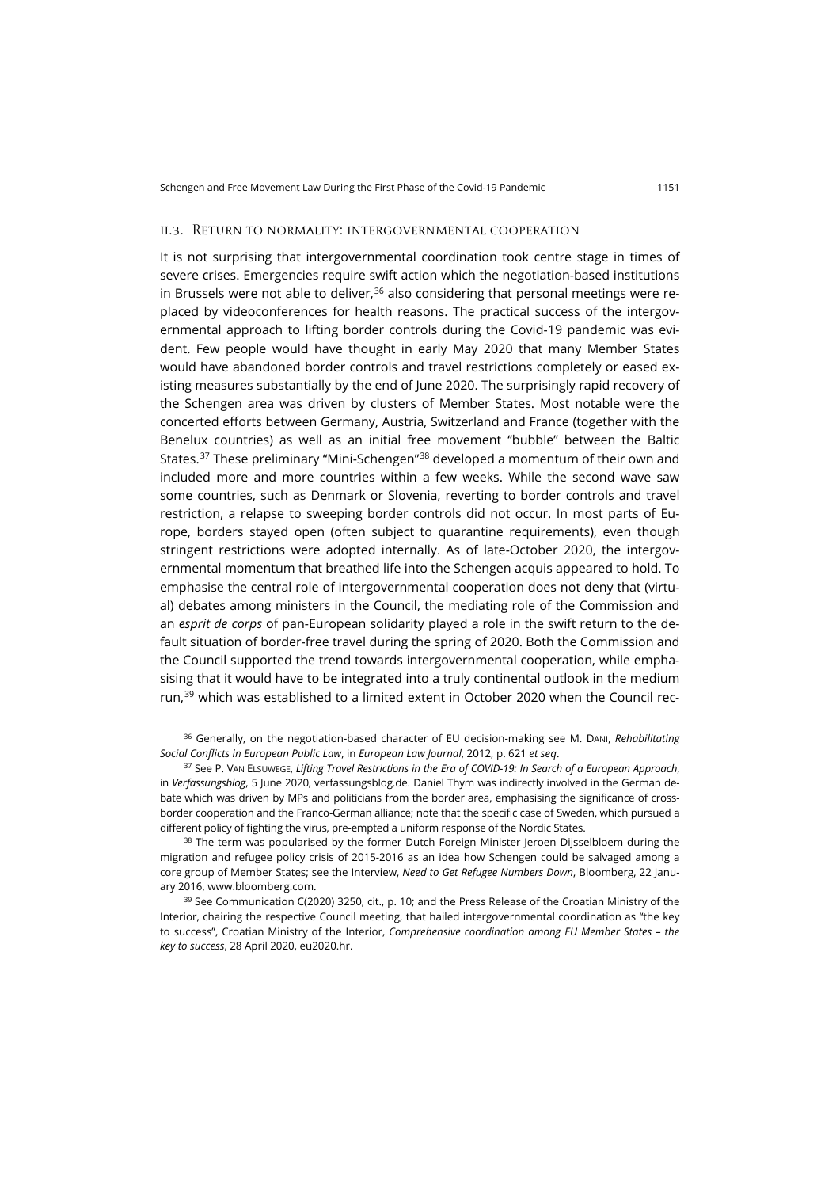### II.3. Return to normality: intergovernmental cooperation

It is not surprising that intergovernmental coordination took centre stage in times of severe crises. Emergencies require swift action which the negotiation-based institutions in Brussels were not able to deliver,[36] also considering that personal meetings were replaced by videoconferences for health reasons. The practical success of the intergovernmental approach to lifting border controls during the Covid-19 pandemic was evident. Few people would have thought in early May 2020 that many Member States would have abandoned border controls and travel restrictions completely or eased existing measures substantially by the end of June 2020. The surprisingly rapid recovery of the Schengen area was driven by clusters of Member States. Most notable were the concerted efforts between Germany, Austria, Switzerland and France (together with the Benelux countries) as well as an initial free movement "bubble" between the Baltic States.[37] These preliminary "Mini-Schengen"[38] developed a momentum of their own and included more and more countries within a few weeks. While the second wave saw some countries, such as Denmark or Slovenia, reverting to border controls and travel restriction, a relapse to sweeping border controls did not occur. In most parts of Europe, borders stayed open (often subject to quarantine requirements), even though stringent restrictions were adopted internally. As of late-October 2020, the intergovernmental momentum that breathed life into the Schengen acquis appeared to hold. To emphasise the central role of intergovernmental cooperation does not deny that (virtual) debates among ministers in the Council, the mediating role of the Commission and an *esprit de corps* of pan-European solidarity played a role in the swift return to the default situation of border-free travel during the spring of 2020. Both the Commission and the Council supported the trend towards intergovernmental cooperation, while emphasising that it would have to be integrated into a truly continental outlook in the medium run,[39] which was established to a limited extent in October 2020 when the Council rec-

[36] Generally, on the negotiation-based character of EU decision-making see M. Dani, *Rehabilitating Social Conflicts in European Public Law*, in *European Law Journal*, 2012, p. 621 *et seq*.

[37] See P. Van Elsuwege, *Lifting Travel Restrictions in the Era of COVID-19: In Search of a European Approach*, in *Verfassungsblog*, 5 June 2020, verfassungsblog.de. Daniel Thym was indirectly involved in the German debate which was driven by MPs and politicians from the border area, emphasising the significance of cross-border cooperation and the Franco-German alliance; note that the specific case of Sweden, which pursued a different policy of fighting the virus, pre-empted a uniform response of the Nordic States.

[38] The term was popularised by the former Dutch Foreign Minister Jeroen Dijsselbloem during the migration and refugee policy crisis of 2015-2016 as an idea how Schengen could be salvaged among a core group of Member States; see the Interview, *Need to Get Refugee Numbers Down*, Bloomberg, 22 January 2016, www.bloomberg.com.

[39] See Communication C(2020) 3250, cit., p. 10; and the Press Release of the Croatian Ministry of the Interior, chairing the respective Council meeting, that hailed intergovernmental coordination as "the key to success", Croatian Ministry of the Interior, *Comprehensive coordination among EU Member States – the key to success*, 28 April 2020, eu2020.hr.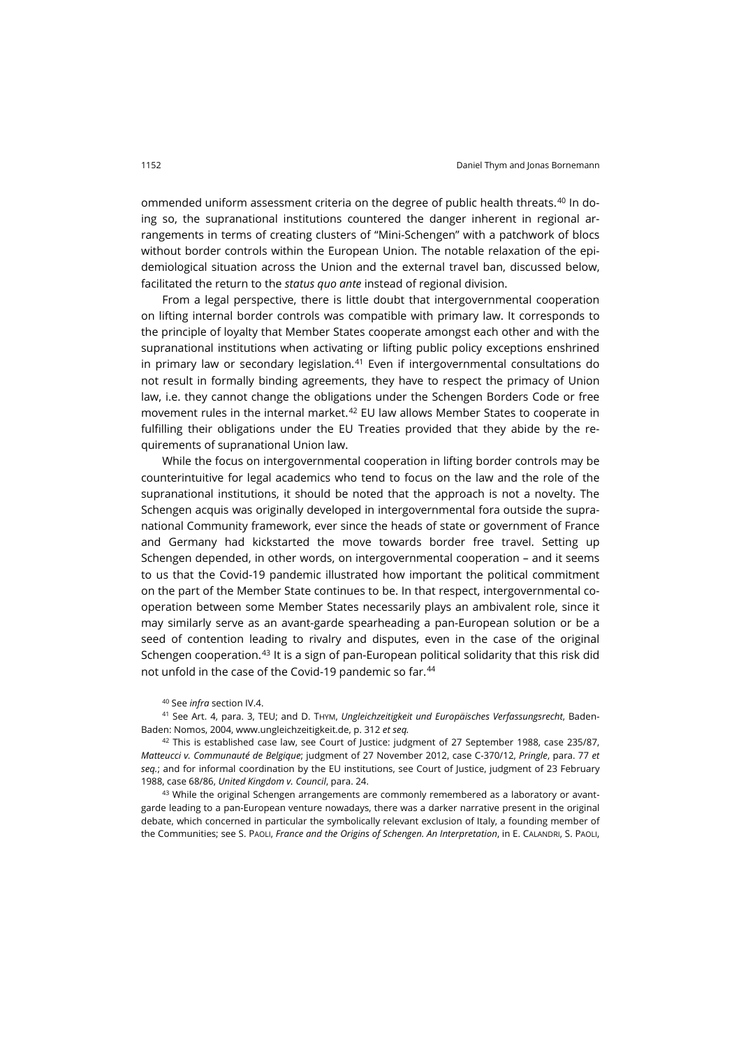ommended uniform assessment criteria on the degree of public health threats.[40] In doing so, the supranational institutions countered the danger inherent in regional arrangements in terms of creating clusters of "Mini-Schengen" with a patchwork of blocs without border controls within the European Union. The notable relaxation of the epidemiological situation across the Union and the external travel ban, discussed below, facilitated the return to the *status quo ante* instead of regional division.

From a legal perspective, there is little doubt that intergovernmental cooperation on lifting internal border controls was compatible with primary law. It corresponds to the principle of loyalty that Member States cooperate amongst each other and with the supranational institutions when activating or lifting public policy exceptions enshrined in primary law or secondary legislation.[41] Even if intergovernmental consultations do not result in formally binding agreements, they have to respect the primacy of Union law, i.e. they cannot change the obligations under the Schengen Borders Code or free movement rules in the internal market.[42] EU law allows Member States to cooperate in fulfilling their obligations under the EU Treaties provided that they abide by the requirements of supranational Union law.

While the focus on intergovernmental cooperation in lifting border controls may be counterintuitive for legal academics who tend to focus on the law and the role of the supranational institutions, it should be noted that the approach is not a novelty. The Schengen acquis was originally developed in intergovernmental fora outside the supranational Community framework, ever since the heads of state or government of France and Germany had kickstarted the move towards border free travel. Setting up Schengen depended, in other words, on intergovernmental cooperation – and it seems to us that the Covid-19 pandemic illustrated how important the political commitment on the part of the Member State continues to be. In that respect, intergovernmental cooperation between some Member States necessarily plays an ambivalent role, since it may similarly serve as an avant-garde spearheading a pan-European solution or be a seed of contention leading to rivalry and disputes, even in the case of the original Schengen cooperation.[43] It is a sign of pan-European political solidarity that this risk did not unfold in the case of the Covid-19 pandemic so far.[44]

[40] See *infra* section IV.4.

[41] See Art. 4, para. 3, TEU; and D. Thym, *Ungleichzeitigkeit und Europäisches Verfassungsrecht*, Baden-Baden: Nomos, 2004, www.ungleichzeitigkeit.de, p. 312 *et seq.*

[42] This is established case law, see Court of Justice: judgment of 27 September 1988, case 235/87, *Matteucci v. Communauté de Belgique*; judgment of 27 November 2012, case C-370/12, *Pringle*, para. 77 *et seq.*; and for informal coordination by the EU institutions, see Court of Justice, judgment of 23 February 1988, case 68/86, *United Kingdom v. Council*, para. 24.

[43] While the original Schengen arrangements are commonly remembered as a laboratory or avant-garde leading to a pan-European venture nowadays, there was a darker narrative present in the original debate, which concerned in particular the symbolically relevant exclusion of Italy, a founding member of the Communities; see S. Paoli, *France and the Origins of Schengen. An Interpretation*, in E. Calandri, S. Paoli,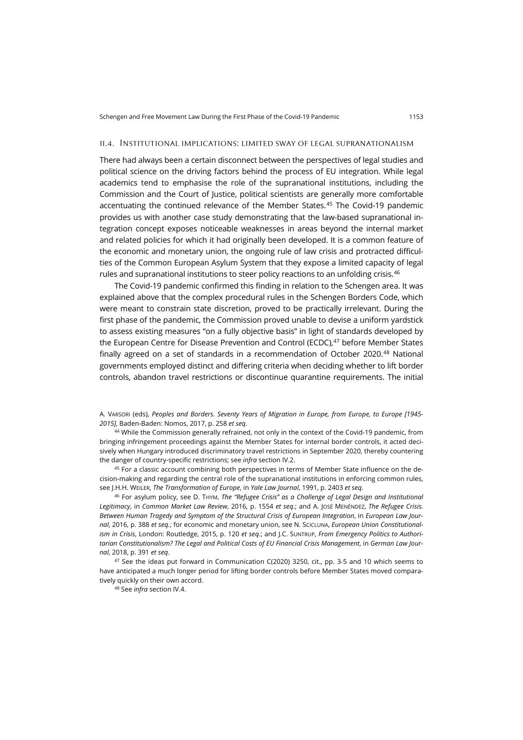### II.4. Institutional implications: limited sway of legal supranationalism

There had always been a certain disconnect between the perspectives of legal studies and political science on the driving factors behind the process of EU integration. While legal academics tend to emphasise the role of the supranational institutions, including the Commission and the Court of Justice, political scientists are generally more comfortable accentuating the continued relevance of the Member States.[45] The Covid-19 pandemic provides us with another case study demonstrating that the law-based supranational integration concept exposes noticeable weaknesses in areas beyond the internal market and related policies for which it had originally been developed. It is a common feature of the economic and monetary union, the ongoing rule of law crisis and protracted difficulties of the Common European Asylum System that they expose a limited capacity of legal rules and supranational institutions to steer policy reactions to an unfolding crisis.[46]

The Covid-19 pandemic confirmed this finding in relation to the Schengen area. It was explained above that the complex procedural rules in the Schengen Borders Code, which were meant to constrain state discretion, proved to be practically irrelevant. During the first phase of the pandemic, the Commission proved unable to devise a uniform yardstick to assess existing measures "on a fully objective basis" in light of standards developed by the European Centre for Disease Prevention and Control (ECDC),[47] before Member States finally agreed on a set of standards in a recommendation of October 2020.[48] National governments employed distinct and differing criteria when deciding whether to lift border controls, abandon travel restrictions or discontinue quarantine requirements. The initial

A. Varsori (eds), *Peoples and Borders. Seventy Years of Migration in Europe, from Europe, to Europe [1945-2015]*, Baden-Baden: Nomos, 2017, p. 258 *et seq*.

[44] While the Commission generally refrained, not only in the context of the Covid-19 pandemic, from bringing infringement proceedings against the Member States for internal border controls, it acted decisively when Hungary introduced discriminatory travel restrictions in September 2020, thereby countering the danger of country-specific restrictions; see *infra* section IV.2.

[45] For a classic account combining both perspectives in terms of Member State influence on the decision-making and regarding the central role of the supranational institutions in enforcing common rules, see J.H.H. Weiler, *The Transformation of Europe*, in *Yale Law Journal*, 1991, p. 2403 *et seq.*

[46] For asylum policy, see D. Thym, *The "Refugee Crisis" as a Challenge of Legal Design and Institutional Legitimacy*, in *Common Market Law Review*, 2016, p. 1554 *et seq*.; and A. José Menéndez, *The Refugee Crisis. Between Human Tragedy and Symptom of the Structural Crisis of European Integration*, in *European Law Journal*, 2016, p. 388 *et seq.*; for economic and monetary union, see N. Scicluna, *European Union Constitutionalism in Crisis*, London: Routledge, 2015, p. 120 *et seq*.; and J.C. Suntrup, *From Emergency Politics to Authoritarian Constitutionalism? The Legal and Political Costs of EU Financial Crisis Management*, in *German Law Journal*, 2018, p. 391 *et seq*.

[47] See the ideas put forward in Communication C(2020) 3250, cit., pp. 3-5 and 10 which seems to have anticipated a much longer period for lifting border controls before Member States moved comparatively quickly on their own accord.

[48] See *infra* section IV.4.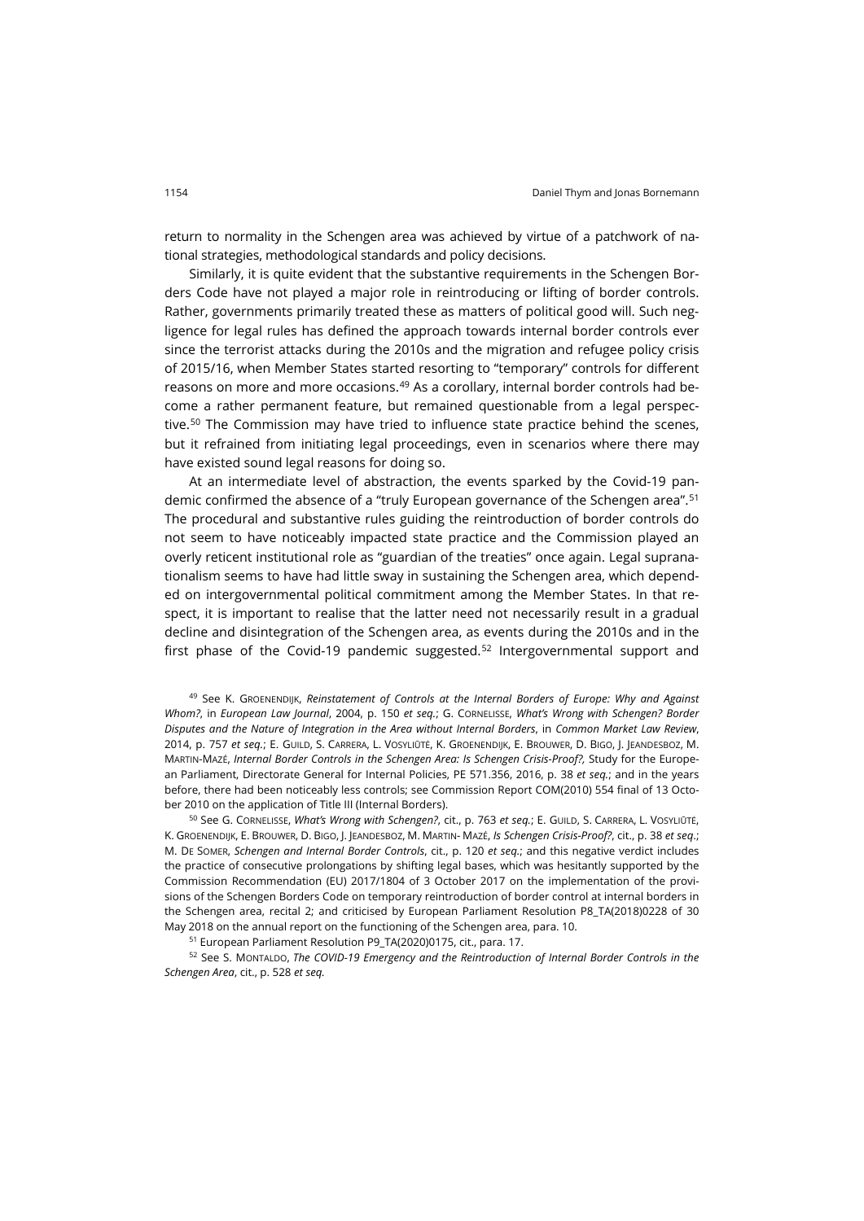return to normality in the Schengen area was achieved by virtue of a patchwork of national strategies, methodological standards and policy decisions.

Similarly, it is quite evident that the substantive requirements in the Schengen Borders Code have not played a major role in reintroducing or lifting of border controls. Rather, governments primarily treated these as matters of political good will. Such negligence for legal rules has defined the approach towards internal border controls ever since the terrorist attacks during the 2010s and the migration and refugee policy crisis of 2015/16, when Member States started resorting to "temporary" controls for different reasons on more and more occasions.[49] As a corollary, internal border controls had become a rather permanent feature, but remained questionable from a legal perspective.[50] The Commission may have tried to influence state practice behind the scenes, but it refrained from initiating legal proceedings, even in scenarios where there may have existed sound legal reasons for doing so.

At an intermediate level of abstraction, the events sparked by the Covid-19 pandemic confirmed the absence of a "truly European governance of the Schengen area".[51] The procedural and substantive rules guiding the reintroduction of border controls do not seem to have noticeably impacted state practice and the Commission played an overly reticent institutional role as "guardian of the treaties" once again. Legal supranationalism seems to have had little sway in sustaining the Schengen area, which depended on intergovernmental political commitment among the Member States. In that respect, it is important to realise that the latter need not necessarily result in a gradual decline and disintegration of the Schengen area, as events during the 2010s and in the first phase of the Covid-19 pandemic suggested.[52] Intergovernmental support and

[49] See K. Groenendijk, *Reinstatement of Controls at the Internal Borders of Europe: Why and Against Whom?*, in *European Law Journal*, 2004, p. 150 *et seq.*; G. Cornelisse, *What's Wrong with Schengen? Border Disputes and the Nature of Integration in the Area without Internal Borders*, in *Common Market Law Review*, 2014, p. 757 *et seq.*; E. Guild, S. Carrera, L. Vosyliūtė, K. Groenendijk, E. Brouwer, D. Bigo, J. Jeandesboz, M. Martin-Mazé, *Internal Border Controls in the Schengen Area: Is Schengen Crisis-Proof?,* Study for the European Parliament, Directorate General for Internal Policies, PE 571.356, 2016, p. 38 *et seq.*; and in the years before, there had been noticeably less controls; see Commission Report COM(2010) 554 final of 13 October 2010 on the application of Title III (Internal Borders).

[50] See G. Cornelisse, *What's Wrong with Schengen?*, cit., p. 763 *et seq.*; E. Guild, S. Carrera, L. Vosyliūtė, K. Groenendijk, E. Brouwer, D. Bigo, J. Jeandesboz, M. Martin- Mazé, *Is Schengen Crisis-Proof?*, cit., p. 38 *et seq*.; M. De Somer, *Schengen and Internal Border Controls*, cit., p. 120 *et seq.*; and this negative verdict includes the practice of consecutive prolongations by shifting legal bases, which was hesitantly supported by the Commission Recommendation (EU) 2017/1804 of 3 October 2017 on the implementation of the provisions of the Schengen Borders Code on temporary reintroduction of border control at internal borders in the Schengen area, recital 2; and criticised by European Parliament Resolution P8_TA(2018)0228 of 30 May 2018 on the annual report on the functioning of the Schengen area, para. 10.

[51] European Parliament Resolution P9_TA(2020)0175, cit., para. 17.

[52] See S. Montaldo, *The COVID-19 Emergency and the Reintroduction of Internal Border Controls in the Schengen Area*, cit., p. 528 *et seq.*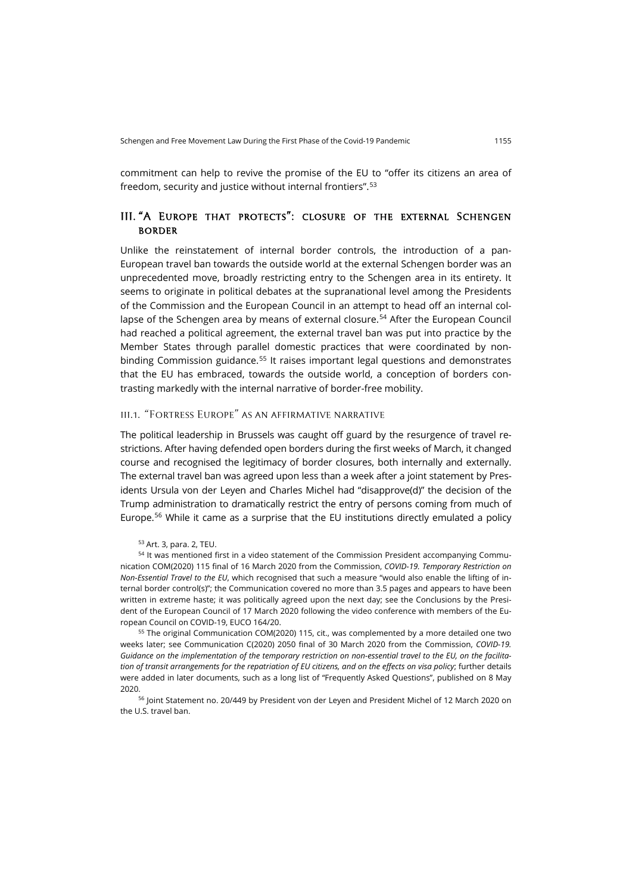commitment can help to revive the promise of the EU to "offer its citizens an area of freedom, security and justice without internal frontiers".[53]

## III. "A Europe that protects": closure of the external Schengen border

Unlike the reinstatement of internal border controls, the introduction of a pan-European travel ban towards the outside world at the external Schengen border was an unprecedented move, broadly restricting entry to the Schengen area in its entirety. It seems to originate in political debates at the supranational level among the Presidents of the Commission and the European Council in an attempt to head off an internal collapse of the Schengen area by means of external closure.[54] After the European Council had reached a political agreement, the external travel ban was put into practice by the Member States through parallel domestic practices that were coordinated by non-binding Commission guidance.[55] It raises important legal questions and demonstrates that the EU has embraced, towards the outside world, a conception of borders contrasting markedly with the internal narrative of border-free mobility.

### III.1. "Fortress Europe" as an affirmative narrative

The political leadership in Brussels was caught off guard by the resurgence of travel restrictions. After having defended open borders during the first weeks of March, it changed course and recognised the legitimacy of border closures, both internally and externally. The external travel ban was agreed upon less than a week after a joint statement by Presidents Ursula von der Leyen and Charles Michel had "disapprove(d)" the decision of the Trump administration to dramatically restrict the entry of persons coming from much of Europe.[56] While it came as a surprise that the EU institutions directly emulated a policy

[53] Art. 3, para. 2, TEU.

[54] It was mentioned first in a video statement of the Commission President accompanying Communication COM(2020) 115 final of 16 March 2020 from the Commission, *COVID-19. Temporary Restriction on Non-Essential Travel to the EU*, which recognised that such a measure "would also enable the lifting of internal border control(s)"; the Communication covered no more than 3.5 pages and appears to have been written in extreme haste; it was politically agreed upon the next day; see the Conclusions by the President of the European Council of 17 March 2020 following the video conference with members of the European Council on COVID-19, EUCO 164/20.

[55] The original Communication COM(2020) 115, cit., was complemented by a more detailed one two weeks later; see Communication C(2020) 2050 final of 30 March 2020 from the Commission, *COVID-19. Guidance on the implementation of the temporary restriction on non-essential travel to the EU, on the facilitation of transit arrangements for the repatriation of EU citizens, and on the effects on visa policy*; further details were added in later documents, such as a long list of "Frequently Asked Questions", published on 8 May 2020.

[56] Joint Statement no. 20/449 by President von der Leyen and President Michel of 12 March 2020 on the U.S. travel ban.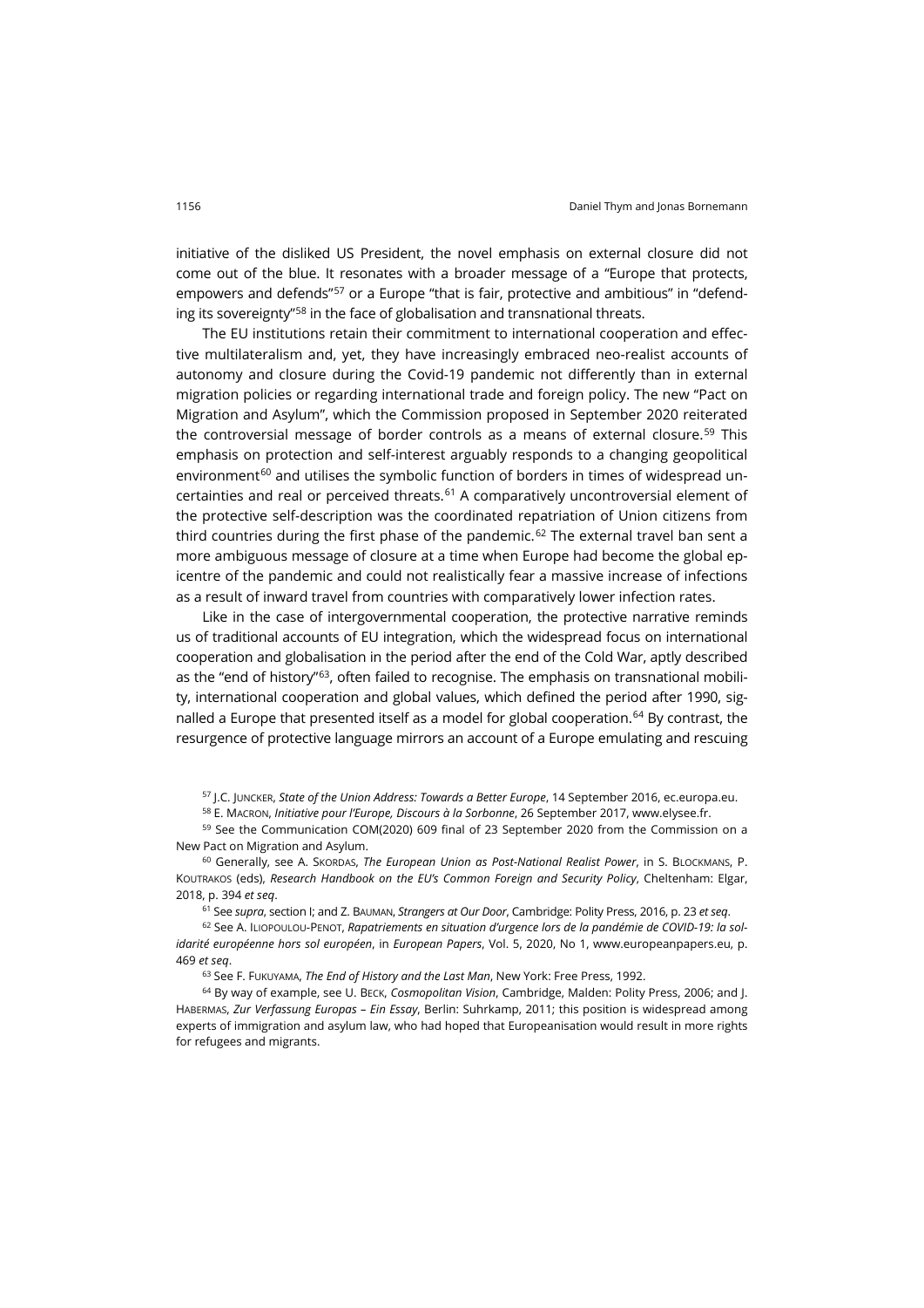initiative of the disliked US President, the novel emphasis on external closure did not come out of the blue. It resonates with a broader message of a "Europe that protects, empowers and defends"[57] or a Europe "that is fair, protective and ambitious" in "defending its sovereignty"[58] in the face of globalisation and transnational threats.

The EU institutions retain their commitment to international cooperation and effective multilateralism and, yet, they have increasingly embraced neo-realist accounts of autonomy and closure during the Covid-19 pandemic not differently than in external migration policies or regarding international trade and foreign policy. The new "Pact on Migration and Asylum", which the Commission proposed in September 2020 reiterated the controversial message of border controls as a means of external closure.[59] This emphasis on protection and self-interest arguably responds to a changing geopolitical environment[60] and utilises the symbolic function of borders in times of widespread uncertainties and real or perceived threats.[61] A comparatively uncontroversial element of the protective self-description was the coordinated repatriation of Union citizens from third countries during the first phase of the pandemic.[62] The external travel ban sent a more ambiguous message of closure at a time when Europe had become the global epicentre of the pandemic and could not realistically fear a massive increase of infections as a result of inward travel from countries with comparatively lower infection rates.

Like in the case of intergovernmental cooperation, the protective narrative reminds us of traditional accounts of EU integration, which the widespread focus on international cooperation and globalisation in the period after the end of the Cold War, aptly described as the "end of history"[63], often failed to recognise. The emphasis on transnational mobility, international cooperation and global values, which defined the period after 1990, signalled a Europe that presented itself as a model for global cooperation.[64] By contrast, the resurgence of protective language mirrors an account of a Europe emulating and rescuing

[57] J.C. Juncker, *State of the Union Address: Towards a Better Europe*, 14 September 2016, ec.europa.eu.

[58] E. Macron, *Initiative pour l'Europe, Discours à la Sorbonne*, 26 September 2017, www.elysee.fr.

[59] See the Communication COM(2020) 609 final of 23 September 2020 from the Commission on a New Pact on Migration and Asylum.

[60] Generally, see A. Skordas, *The European Union as Post-National Realist Power*, in S. Blockmans, P. Koutrakos (eds), *Research Handbook on the EU's Common Foreign and Security Policy*, Cheltenham: Elgar, 2018, p. 394 *et seq*.

[61] See *supra*, section I; and Z. Bauman, *Strangers at Our Door*, Cambridge: Polity Press, 2016, p. 23 *et seq*.

[62] See A. Iliopoulou-Penot, *Rapatriements en situation d'urgence lors de la pandémie de COVID-19: la solidarité européenne hors sol européen*, in *European Papers*, Vol. 5, 2020, No 1, www.europeanpapers.eu, p. 469 *et seq*.

[63] See F. Fukuyama, *The End of History and the Last Man*, New York: Free Press, 1992.

[64] By way of example, see U. Beck, *Cosmopolitan Vision*, Cambridge, Malden: Polity Press, 2006; and J. Habermas, *Zur Verfassung Europas – Ein Essay*, Berlin: Suhrkamp, 2011; this position is widespread among experts of immigration and asylum law, who had hoped that Europeanisation would result in more rights for refugees and migrants.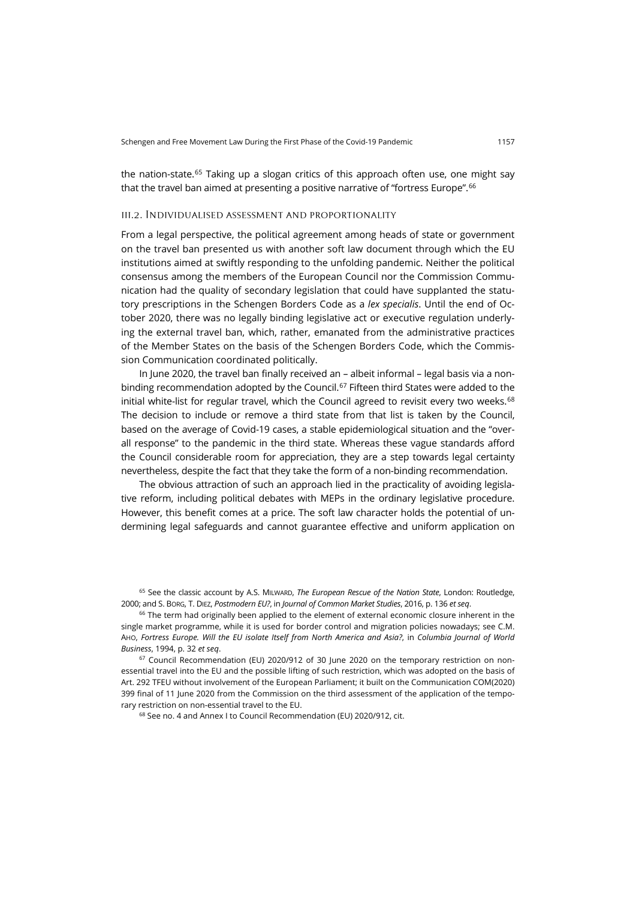the nation-state.[65] Taking up a slogan critics of this approach often use, one might say that the travel ban aimed at presenting a positive narrative of "fortress Europe".[66]

### III.2. Individualised assessment and proportionality

From a legal perspective, the political agreement among heads of state or government on the travel ban presented us with another soft law document through which the EU institutions aimed at swiftly responding to the unfolding pandemic. Neither the political consensus among the members of the European Council nor the Commission Communication had the quality of secondary legislation that could have supplanted the statutory prescriptions in the Schengen Borders Code as a *lex specialis*. Until the end of October 2020, there was no legally binding legislative act or executive regulation underlying the external travel ban, which, rather, emanated from the administrative practices of the Member States on the basis of the Schengen Borders Code, which the Commission Communication coordinated politically.

In June 2020, the travel ban finally received an – albeit informal – legal basis via a non-binding recommendation adopted by the Council.[67] Fifteen third States were added to the initial white-list for regular travel, which the Council agreed to revisit every two weeks.[68] The decision to include or remove a third state from that list is taken by the Council, based on the average of Covid-19 cases, a stable epidemiological situation and the "overall response" to the pandemic in the third state. Whereas these vague standards afford the Council considerable room for appreciation, they are a step towards legal certainty nevertheless, despite the fact that they take the form of a non-binding recommendation.

The obvious attraction of such an approach lied in the practicality of avoiding legislative reform, including political debates with MEPs in the ordinary legislative procedure. However, this benefit comes at a price. The soft law character holds the potential of undermining legal safeguards and cannot guarantee effective and uniform application on

---

[65] See the classic account by A.S. Milward, *The European Rescue of the Nation State*, London: Routledge, 2000; and S. Borg, T. Diez, *Postmodern EU?*, in *Journal of Common Market Studies*, 2016, p. 136 *et seq*.

[66] The term had originally been applied to the element of external economic closure inherent in the single market programme, while it is used for border control and migration policies nowadays; see C.M. Aho, *Fortress Europe. Will the EU isolate Itself from North America and Asia?*, in *Columbia Journal of World Business*, 1994, p. 32 *et seq*.

[67] Council Recommendation (EU) 2020/912 of 30 June 2020 on the temporary restriction on non-essential travel into the EU and the possible lifting of such restriction, which was adopted on the basis of Art. 292 TFEU without involvement of the European Parliament; it built on the Communication COM(2020) 399 final of 11 June 2020 from the Commission on the third assessment of the application of the temporary restriction on non-essential travel to the EU.

[68] See no. 4 and Annex I to Council Recommendation (EU) 2020/912, cit.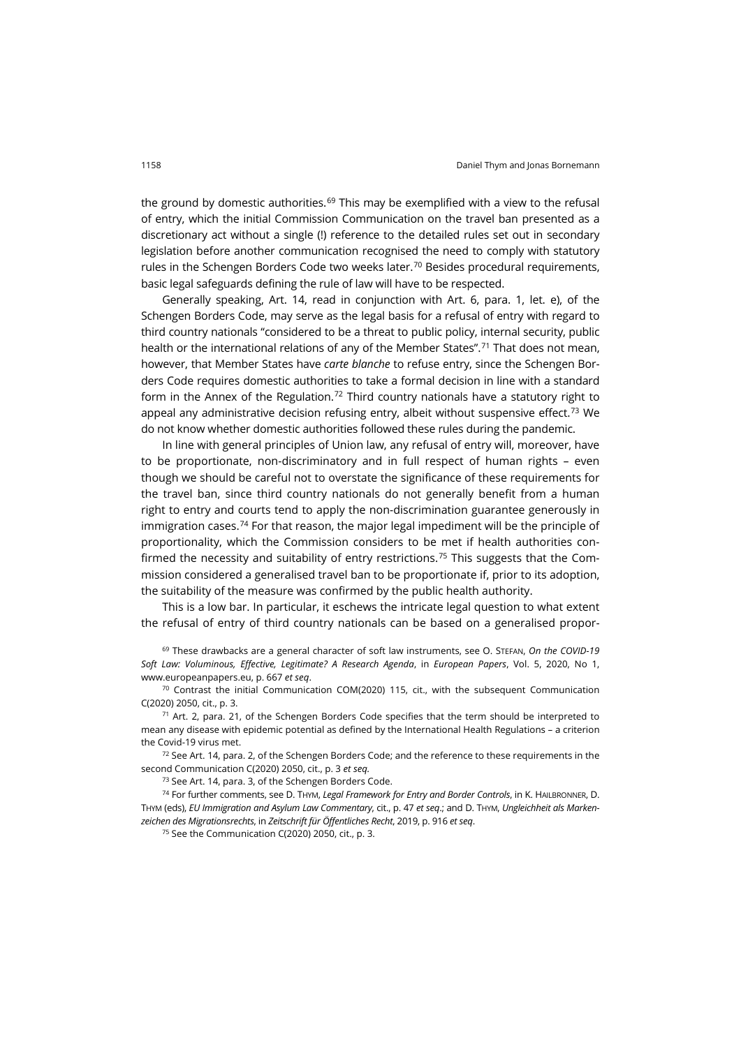the ground by domestic authorities.[69] This may be exemplified with a view to the refusal of entry, which the initial Commission Communication on the travel ban presented as a discretionary act without a single (!) reference to the detailed rules set out in secondary legislation before another communication recognised the need to comply with statutory rules in the Schengen Borders Code two weeks later.[70] Besides procedural requirements, basic legal safeguards defining the rule of law will have to be respected.

Generally speaking, Art. 14, read in conjunction with Art. 6, para. 1, let. e), of the Schengen Borders Code, may serve as the legal basis for a refusal of entry with regard to third country nationals "considered to be a threat to public policy, internal security, public health or the international relations of any of the Member States".[71] That does not mean, however, that Member States have *carte blanche* to refuse entry, since the Schengen Borders Code requires domestic authorities to take a formal decision in line with a standard form in the Annex of the Regulation.[72] Third country nationals have a statutory right to appeal any administrative decision refusing entry, albeit without suspensive effect.[73] We do not know whether domestic authorities followed these rules during the pandemic.

In line with general principles of Union law, any refusal of entry will, moreover, have to be proportionate, non-discriminatory and in full respect of human rights – even though we should be careful not to overstate the significance of these requirements for the travel ban, since third country nationals do not generally benefit from a human right to entry and courts tend to apply the non-discrimination guarantee generously in immigration cases.[74] For that reason, the major legal impediment will be the principle of proportionality, which the Commission considers to be met if health authorities confirmed the necessity and suitability of entry restrictions.[75] This suggests that the Commission considered a generalised travel ban to be proportionate if, prior to its adoption, the suitability of the measure was confirmed by the public health authority.

This is a low bar. In particular, it eschews the intricate legal question to what extent the refusal of entry of third country nationals can be based on a generalised propor-

[69] These drawbacks are a general character of soft law instruments, see O. STEFAN, *On the COVID-19 Soft Law: Voluminous, Effective, Legitimate? A Research Agenda*, in *European Papers*, Vol. 5, 2020, No 1, www.europeanpapers.eu, p. 667 *et seq*.

[70] Contrast the initial Communication COM(2020) 115, cit., with the subsequent Communication C(2020) 2050, cit., p. 3.

[71] Art. 2, para. 21, of the Schengen Borders Code specifies that the term should be interpreted to mean any disease with epidemic potential as defined by the International Health Regulations – a criterion the Covid-19 virus met.

[72] See Art. 14, para. 2, of the Schengen Borders Code; and the reference to these requirements in the second Communication C(2020) 2050, cit., p. 3 *et seq.*

[73] See Art. 14, para. 3, of the Schengen Borders Code.

[74] For further comments, see D. THYM, *Legal Framework for Entry and Border Controls*, in K. HAILBRONNER, D. THYM (eds), *EU Immigration and Asylum Law Commentary*, cit., p. 47 *et seq*.; and D. THYM, *Ungleichheit als Markenzeichen des Migrationsrechts*, in *Zeitschrift für Öffentliches Recht*, 2019, p. 916 *et seq*.

[75] See the Communication C(2020) 2050, cit., p. 3.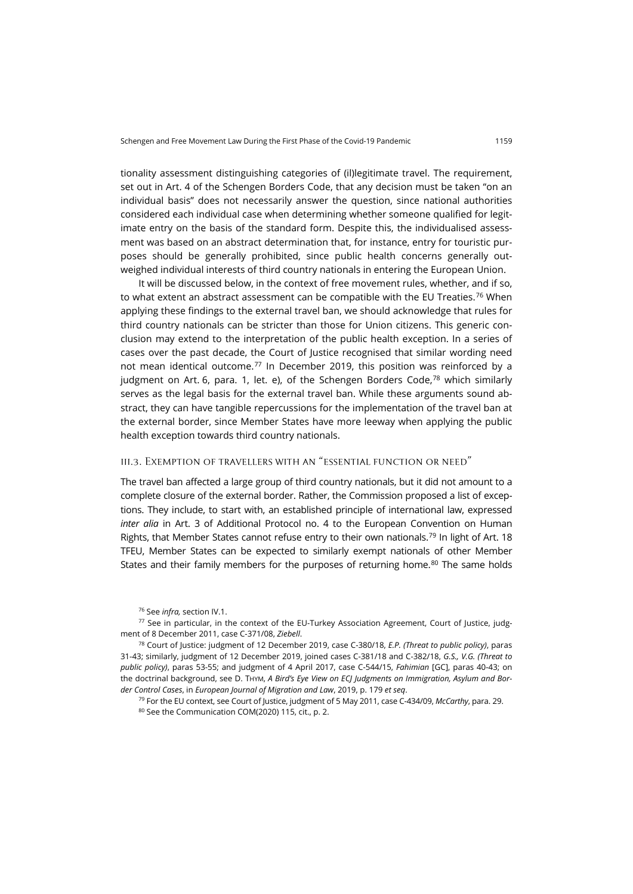tionality assessment distinguishing categories of (il)legitimate travel. The requirement, set out in Art. 4 of the Schengen Borders Code, that any decision must be taken "on an individual basis" does not necessarily answer the question, since national authorities considered each individual case when determining whether someone qualified for legitimate entry on the basis of the standard form. Despite this, the individualised assessment was based on an abstract determination that, for instance, entry for touristic purposes should be generally prohibited, since public health concerns generally outweighed individual interests of third country nationals in entering the European Union.

It will be discussed below, in the context of free movement rules, whether, and if so, to what extent an abstract assessment can be compatible with the EU Treaties.[76] When applying these findings to the external travel ban, we should acknowledge that rules for third country nationals can be stricter than those for Union citizens. This generic conclusion may extend to the interpretation of the public health exception. In a series of cases over the past decade, the Court of Justice recognised that similar wording need not mean identical outcome.[77] In December 2019, this position was reinforced by a judgment on Art. 6, para. 1, let. e), of the Schengen Borders Code,[78] which similarly serves as the legal basis for the external travel ban. While these arguments sound abstract, they can have tangible repercussions for the implementation of the travel ban at the external border, since Member States have more leeway when applying the public health exception towards third country nationals.

### III.3. Exemption of travellers with an "essential function or need"

The travel ban affected a large group of third country nationals, but it did not amount to a complete closure of the external border. Rather, the Commission proposed a list of exceptions. They include, to start with, an established principle of international law, expressed *inter alia* in Art. 3 of Additional Protocol no. 4 to the European Convention on Human Rights, that Member States cannot refuse entry to their own nationals.[79] In light of Art. 18 TFEU, Member States can be expected to similarly exempt nationals of other Member States and their family members for the purposes of returning home.[80] The same holds

[76] See *infra,* section IV.1.

[77] See in particular, in the context of the EU-Turkey Association Agreement, Court of Justice, judgment of 8 December 2011, case C-371/08, *Ziebell*.

[78] Court of Justice: judgment of 12 December 2019, case C-380/18, *E.P. (Threat to public policy)*, paras 31-43; similarly, judgment of 12 December 2019, joined cases C-381/18 and C-382/18, *G.S., V.G. (Threat to public policy)*, paras 53-55; and judgment of 4 April 2017, case C-544/15, *Fahimian* [GC], paras 40-43; on the doctrinal background, see D. Thym, *A Bird's Eye View on ECJ Judgments on Immigration, Asylum and Border Control Cases*, in *European Journal of Migration and Law*, 2019, p. 179 *et seq*.

[79] For the EU context, see Court of Justice, judgment of 5 May 2011, case C-434/09, *McCarthy*, para. 29.

[80] See the Communication COM(2020) 115, cit., p. 2.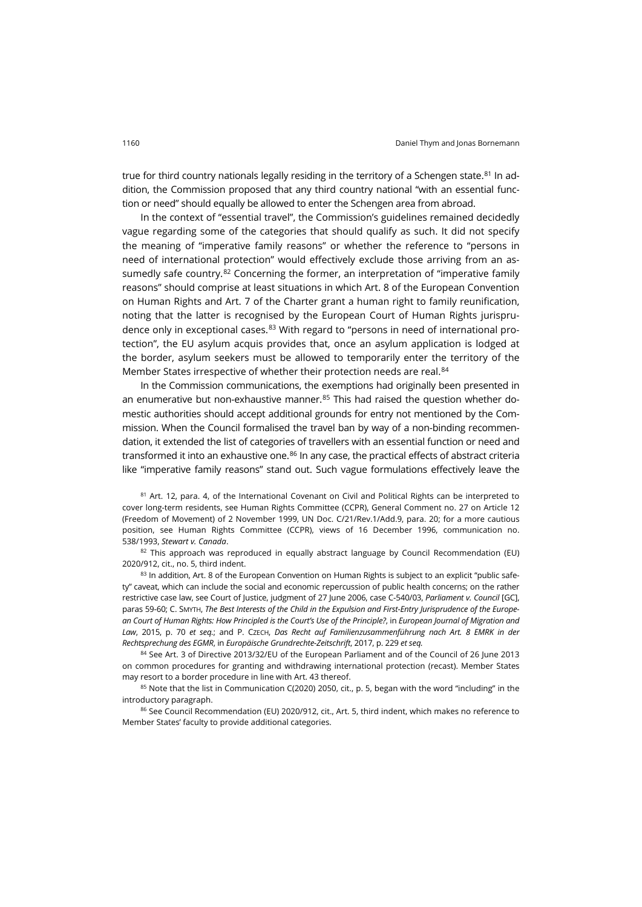true for third country nationals legally residing in the territory of a Schengen state.[81] In addition, the Commission proposed that any third country national "with an essential function or need" should equally be allowed to enter the Schengen area from abroad.

In the context of "essential travel", the Commission's guidelines remained decidedly vague regarding some of the categories that should qualify as such. It did not specify the meaning of "imperative family reasons" or whether the reference to "persons in need of international protection" would effectively exclude those arriving from an assumedly safe country.[82] Concerning the former, an interpretation of "imperative family reasons" should comprise at least situations in which Art. 8 of the European Convention on Human Rights and Art. 7 of the Charter grant a human right to family reunification, noting that the latter is recognised by the European Court of Human Rights jurisprudence only in exceptional cases.[83] With regard to "persons in need of international protection", the EU asylum acquis provides that, once an asylum application is lodged at the border, asylum seekers must be allowed to temporarily enter the territory of the Member States irrespective of whether their protection needs are real.[84]

In the Commission communications, the exemptions had originally been presented in an enumerative but non-exhaustive manner.[85] This had raised the question whether domestic authorities should accept additional grounds for entry not mentioned by the Commission. When the Council formalised the travel ban by way of a non-binding recommendation, it extended the list of categories of travellers with an essential function or need and transformed it into an exhaustive one.[86] In any case, the practical effects of abstract criteria like "imperative family reasons" stand out. Such vague formulations effectively leave the

[81] Art. 12, para. 4, of the International Covenant on Civil and Political Rights can be interpreted to cover long-term residents, see Human Rights Committee (CCPR), General Comment no. 27 on Article 12 (Freedom of Movement) of 2 November 1999, UN Doc. C/21/Rev.1/Add.9, para. 20; for a more cautious position, see Human Rights Committee (CCPR), views of 16 December 1996, communication no. 538/1993, *Stewart v. Canada*.

[82] This approach was reproduced in equally abstract language by Council Recommendation (EU) 2020/912, cit., no. 5, third indent.

[83] In addition, Art. 8 of the European Convention on Human Rights is subject to an explicit "public safety" caveat, which can include the social and economic repercussion of public health concerns; on the rather restrictive case law, see Court of Justice, judgment of 27 June 2006, case C-540/03, *Parliament v. Council* [GC], paras 59-60; C. Smyth, *The Best Interests of the Child in the Expulsion and First-Entry Jurisprudence of the European Court of Human Rights: How Principled is the Court's Use of the Principle?*, in *European Journal of Migration and Law*, 2015, p. 70 *et seq*.; and P. Czech, *Das Recht auf Familienzusammenführung nach Art. 8 EMRK in der Rechtsprechung des EGMR*, in *Europäische Grundrechte-Zeitschrift*, 2017, p. 229 *et seq.*

[84] See Art. 3 of Directive 2013/32/EU of the European Parliament and of the Council of 26 June 2013 on common procedures for granting and withdrawing international protection (recast). Member States may resort to a border procedure in line with Art. 43 thereof.

[85] Note that the list in Communication C(2020) 2050, cit., p. 5, began with the word "including" in the introductory paragraph.

[86] See Council Recommendation (EU) 2020/912, cit., Art. 5, third indent, which makes no reference to Member States' faculty to provide additional categories.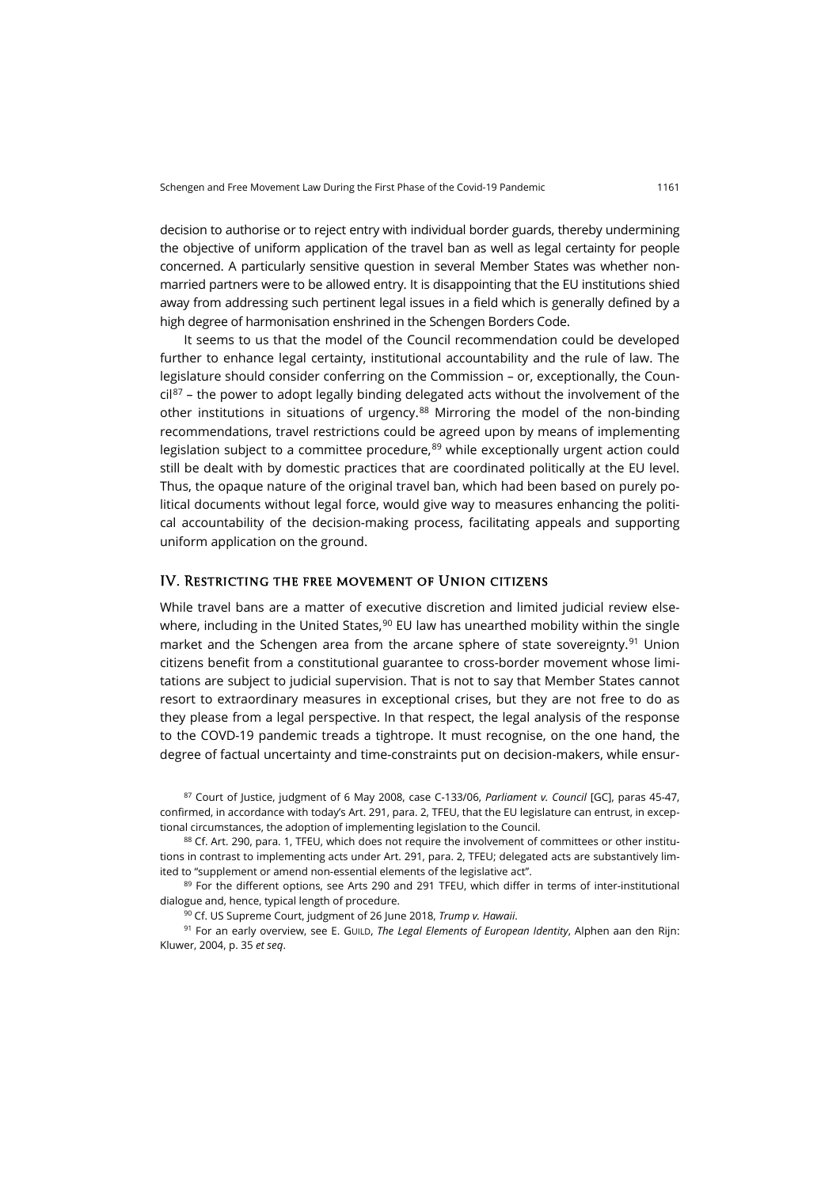decision to authorise or to reject entry with individual border guards, thereby undermining the objective of uniform application of the travel ban as well as legal certainty for people concerned. A particularly sensitive question in several Member States was whether non-married partners were to be allowed entry. It is disappointing that the EU institutions shied away from addressing such pertinent legal issues in a field which is generally defined by a high degree of harmonisation enshrined in the Schengen Borders Code.

It seems to us that the model of the Council recommendation could be developed further to enhance legal certainty, institutional accountability and the rule of law. The legislature should consider conferring on the Commission – or, exceptionally, the Council[87] – the power to adopt legally binding delegated acts without the involvement of the other institutions in situations of urgency.[88] Mirroring the model of the non-binding recommendations, travel restrictions could be agreed upon by means of implementing legislation subject to a committee procedure,[89] while exceptionally urgent action could still be dealt with by domestic practices that are coordinated politically at the EU level. Thus, the opaque nature of the original travel ban, which had been based on purely political documents without legal force, would give way to measures enhancing the political accountability of the decision-making process, facilitating appeals and supporting uniform application on the ground.

## IV. Restricting the free movement of Union citizens

While travel bans are a matter of executive discretion and limited judicial review elsewhere, including in the United States,[90] EU law has unearthed mobility within the single market and the Schengen area from the arcane sphere of state sovereignty.[91] Union citizens benefit from a constitutional guarantee to cross-border movement whose limitations are subject to judicial supervision. That is not to say that Member States cannot resort to extraordinary measures in exceptional crises, but they are not free to do as they please from a legal perspective. In that respect, the legal analysis of the response to the COVID-19 pandemic treads a tightrope. It must recognise, on the one hand, the degree of factual uncertainty and time-constraints put on decision-makers, while ensur-

[87] Court of Justice, judgment of 6 May 2008, case C-133/06, *Parliament v. Council* [GC], paras 45-47, confirmed, in accordance with today's Art. 291, para. 2, TFEU, that the EU legislature can entrust, in exceptional circumstances, the adoption of implementing legislation to the Council.

[88] Cf. Art. 290, para. 1, TFEU, which does not require the involvement of committees or other institutions in contrast to implementing acts under Art. 291, para. 2, TFEU; delegated acts are substantively limited to "supplement or amend non-essential elements of the legislative act".

[89] For the different options, see Arts 290 and 291 TFEU, which differ in terms of inter-institutional dialogue and, hence, typical length of procedure.

[90] Cf. US Supreme Court, judgment of 26 June 2018, *Trump v. Hawaii*.

[91] For an early overview, see E. Guild, *The Legal Elements of European Identity*, Alphen aan den Rijn: Kluwer, 2004, p. 35 *et seq*.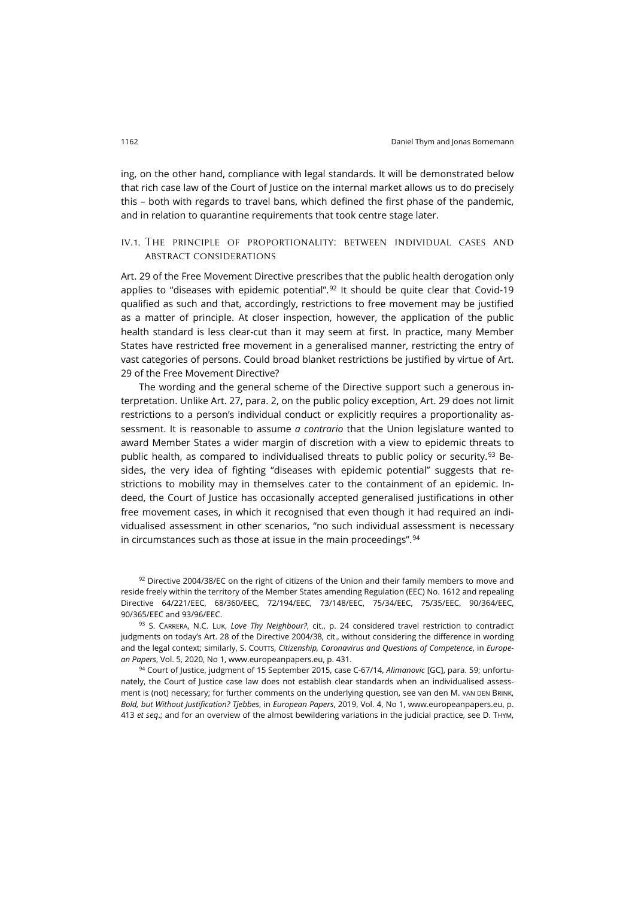ing, on the other hand, compliance with legal standards. It will be demonstrated below that rich case law of the Court of Justice on the internal market allows us to do precisely this – both with regards to travel bans, which defined the first phase of the pandemic, and in relation to quarantine requirements that took centre stage later.

### IV.1. The principle of proportionality: between individual cases and abstract considerations

Art. 29 of the Free Movement Directive prescribes that the public health derogation only applies to "diseases with epidemic potential".[92] It should be quite clear that Covid-19 qualified as such and that, accordingly, restrictions to free movement may be justified as a matter of principle. At closer inspection, however, the application of the public health standard is less clear-cut than it may seem at first. In practice, many Member States have restricted free movement in a generalised manner, restricting the entry of vast categories of persons. Could broad blanket restrictions be justified by virtue of Art. 29 of the Free Movement Directive?

The wording and the general scheme of the Directive support such a generous interpretation. Unlike Art. 27, para. 2, on the public policy exception, Art. 29 does not limit restrictions to a person's individual conduct or explicitly requires a proportionality assessment. It is reasonable to assume *a contrario* that the Union legislature wanted to award Member States a wider margin of discretion with a view to epidemic threats to public health, as compared to individualised threats to public policy or security.[93] Besides, the very idea of fighting "diseases with epidemic potential" suggests that restrictions to mobility may in themselves cater to the containment of an epidemic. Indeed, the Court of Justice has occasionally accepted generalised justifications in other free movement cases, in which it recognised that even though it had required an individualised assessment in other scenarios, "no such individual assessment is necessary in circumstances such as those at issue in the main proceedings".[94]

[92] Directive 2004/38/EC on the right of citizens of the Union and their family members to move and reside freely within the territory of the Member States amending Regulation (EEC) No. 1612 and repealing Directive 64/221/EEC, 68/360/EEC, 72/194/EEC, 73/148/EEC, 75/34/EEC, 75/35/EEC, 90/364/EEC, 90/365/EEC and 93/96/EEC.

[93] S. Carrera, N.C. Luk, *Love Thy Neighbour?*, cit., p. 24 considered travel restriction to contradict judgments on today's Art. 28 of the Directive 2004/38, cit., without considering the difference in wording and the legal context; similarly, S. Coutts, *Citizenship, Coronavirus and Questions of Competence*, in *European Papers*, Vol. 5, 2020, No 1, www.europeanpapers.eu, p. 431.

[94] Court of Justice, judgment of 15 September 2015, case C-67/14, *Alimanovic* [GC], para. 59; unfortunately, the Court of Justice case law does not establish clear standards when an individualised assessment is (not) necessary; for further comments on the underlying question, see van den M. van den Brink, *Bold, but Without Justification? Tjebbes*, in *European Papers*, 2019, Vol. 4, No 1, www.europeanpapers.eu, p. 413 *et seq*.; and for an overview of the almost bewildering variations in the judicial practice, see D. Thym,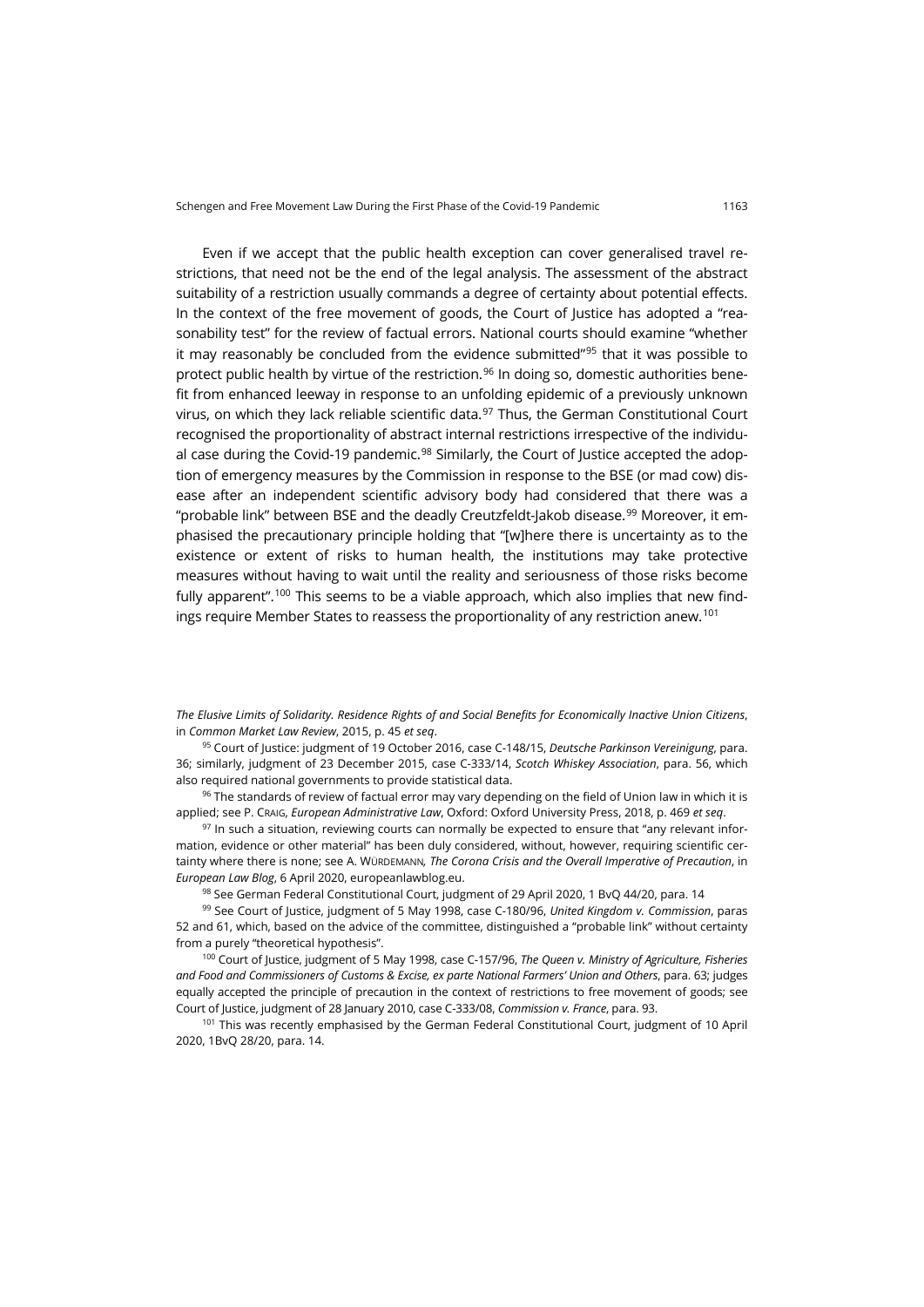Even if we accept that the public health exception can cover generalised travel restrictions, that need not be the end of the legal analysis. The assessment of the abstract suitability of a restriction usually commands a degree of certainty about potential effects. In the context of the free movement of goods, the Court of Justice has adopted a "reasonability test" for the review of factual errors. National courts should examine "whether it may reasonably be concluded from the evidence submitted"[95] that it was possible to protect public health by virtue of the restriction.[96] In doing so, domestic authorities benefit from enhanced leeway in response to an unfolding epidemic of a previously unknown virus, on which they lack reliable scientific data.[97] Thus, the German Constitutional Court recognised the proportionality of abstract internal restrictions irrespective of the individual case during the Covid-19 pandemic.[98] Similarly, the Court of Justice accepted the adoption of emergency measures by the Commission in response to the BSE (or mad cow) disease after an independent scientific advisory body had considered that there was a "probable link" between BSE and the deadly Creutzfeldt-Jakob disease.[99] Moreover, it emphasised the precautionary principle holding that "[w]here there is uncertainty as to the existence or extent of risks to human health, the institutions may take protective measures without having to wait until the reality and seriousness of those risks become fully apparent".[100] This seems to be a viable approach, which also implies that new findings require Member States to reassess the proportionality of any restriction anew.[101]

---

*The Elusive Limits of Solidarity. Residence Rights of and Social Benefits for Economically Inactive Union Citizens*, in *Common Market Law Review*, 2015, p. 45 *et seq*.

[95] Court of Justice: judgment of 19 October 2016, case C-148/15, *Deutsche Parkinson Vereinigung*, para. 36; similarly, judgment of 23 December 2015, case C-333/14, *Scotch Whiskey Association*, para. 56, which also required national governments to provide statistical data.

[96] The standards of review of factual error may vary depending on the field of Union law in which it is applied; see P. CRAIG, *European Administrative Law*, Oxford: Oxford University Press, 2018, p. 469 *et seq*.

[97] In such a situation, reviewing courts can normally be expected to ensure that "any relevant information, evidence or other material" has been duly considered, without, however, requiring scientific certainty where there is none; see A. WÜRDEMANN, *The Corona Crisis and the Overall Imperative of Precaution*, in *European Law Blog*, 6 April 2020, europeanlawblog.eu.

[98] See German Federal Constitutional Court, judgment of 29 April 2020, 1 BvQ 44/20, para. 14

[99] See Court of Justice, judgment of 5 May 1998, case C-180/96, *United Kingdom v. Commission*, paras 52 and 61, which, based on the advice of the committee, distinguished a "probable link" without certainty from a purely "theoretical hypothesis".

[100] Court of Justice, judgment of 5 May 1998, case C-157/96, *The Queen v. Ministry of Agriculture, Fisheries and Food and Commissioners of Customs & Excise, ex parte National Farmers' Union and Others*, para. 63; judges equally accepted the principle of precaution in the context of restrictions to free movement of goods; see Court of Justice, judgment of 28 January 2010, case C-333/08, *Commission v. France*, para. 93.

[101] This was recently emphasised by the German Federal Constitutional Court, judgment of 10 April 2020, 1BvQ 28/20, para. 14.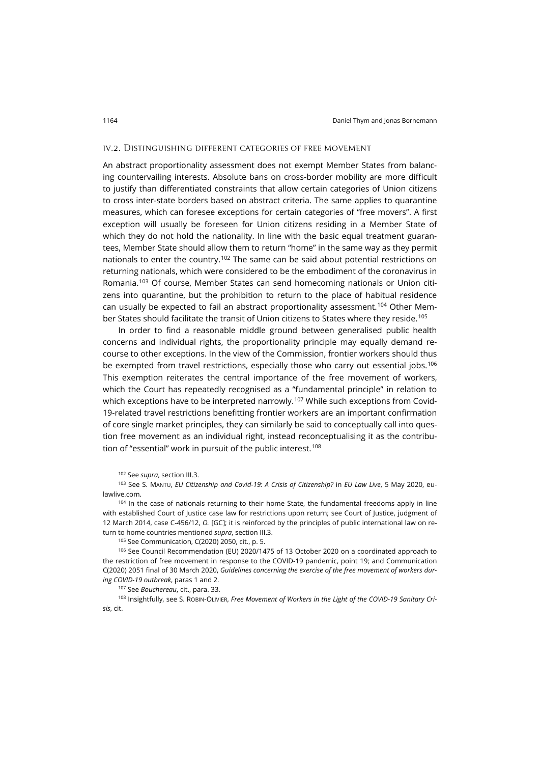### IV.2. Distinguishing different categories of free movement

An abstract proportionality assessment does not exempt Member States from balancing countervailing interests. Absolute bans on cross-border mobility are more difficult to justify than differentiated constraints that allow certain categories of Union citizens to cross inter-state borders based on abstract criteria. The same applies to quarantine measures, which can foresee exceptions for certain categories of "free movers". A first exception will usually be foreseen for Union citizens residing in a Member State of which they do not hold the nationality. In line with the basic equal treatment guarantees, Member State should allow them to return "home" in the same way as they permit nationals to enter the country.[102] The same can be said about potential restrictions on returning nationals, which were considered to be the embodiment of the coronavirus in Romania.[103] Of course, Member States can send homecoming nationals or Union citizens into quarantine, but the prohibition to return to the place of habitual residence can usually be expected to fail an abstract proportionality assessment.[104] Other Member States should facilitate the transit of Union citizens to States where they reside.[105]

In order to find a reasonable middle ground between generalised public health concerns and individual rights, the proportionality principle may equally demand recourse to other exceptions. In the view of the Commission, frontier workers should thus be exempted from travel restrictions, especially those who carry out essential jobs.[106] This exemption reiterates the central importance of the free movement of workers, which the Court has repeatedly recognised as a "fundamental principle" in relation to which exceptions have to be interpreted narrowly.[107] While such exceptions from Covid-19-related travel restrictions benefitting frontier workers are an important confirmation of core single market principles, they can similarly be said to conceptually call into question free movement as an individual right, instead reconceptualising it as the contribution of "essential" work in pursuit of the public interest.[108]

[102] See *supra*, section III.3.

[103] See S. Mantu, *EU Citizenship and Covid-19: A Crisis of Citizenship?* in *EU Law Live*, 5 May 2020, eulawlive.com.

[104] In the case of nationals returning to their home State, the fundamental freedoms apply in line with established Court of Justice case law for restrictions upon return; see Court of Justice, judgment of 12 March 2014, case C-456/12, *O.* [GC]; it is reinforced by the principles of public international law on return to home countries mentioned *supra*, section III.3.

[105] See Communication, C(2020) 2050, cit., p. 5.

[106] See Council Recommendation (EU) 2020/1475 of 13 October 2020 on a coordinated approach to the restriction of free movement in response to the COVID-19 pandemic, point 19; and Communication C(2020) 2051 final of 30 March 2020, *Guidelines concerning the exercise of the free movement of workers during COVID-19 outbreak*, paras 1 and 2.

[107] See *Bouchereau*, cit., para. 33.

[108] Insightfully, see S. Robin-Olivier, *Free Movement of Workers in the Light of the COVID-19 Sanitary Crisis*, cit.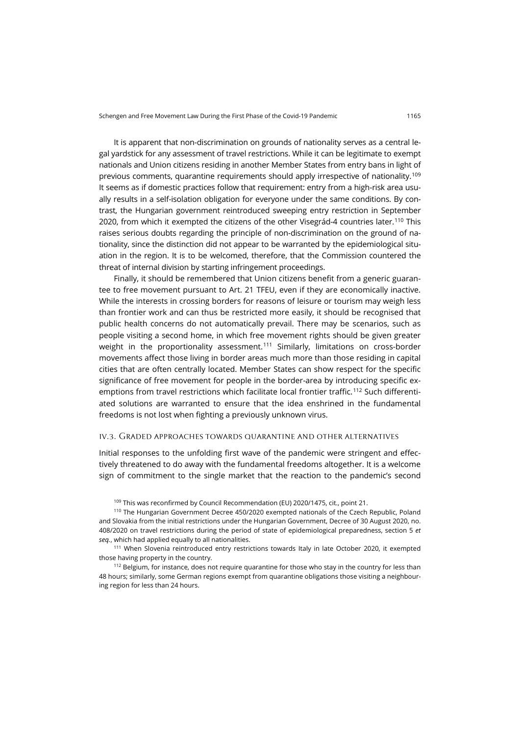It is apparent that non-discrimination on grounds of nationality serves as a central legal yardstick for any assessment of travel restrictions. While it can be legitimate to exempt nationals and Union citizens residing in another Member States from entry bans in light of previous comments, quarantine requirements should apply irrespective of nationality.[109] It seems as if domestic practices follow that requirement: entry from a high-risk area usually results in a self-isolation obligation for everyone under the same conditions. By contrast, the Hungarian government reintroduced sweeping entry restriction in September 2020, from which it exempted the citizens of the other Visegrád-4 countries later.[110] This raises serious doubts regarding the principle of non-discrimination on the ground of nationality, since the distinction did not appear to be warranted by the epidemiological situation in the region. It is to be welcomed, therefore, that the Commission countered the threat of internal division by starting infringement proceedings.

Finally, it should be remembered that Union citizens benefit from a generic guarantee to free movement pursuant to Art. 21 TFEU, even if they are economically inactive. While the interests in crossing borders for reasons of leisure or tourism may weigh less than frontier work and can thus be restricted more easily, it should be recognised that public health concerns do not automatically prevail. There may be scenarios, such as people visiting a second home, in which free movement rights should be given greater weight in the proportionality assessment.[111] Similarly, limitations on cross-border movements affect those living in border areas much more than those residing in capital cities that are often centrally located. Member States can show respect for the specific significance of free movement for people in the border-area by introducing specific exemptions from travel restrictions which facilitate local frontier traffic.[112] Such differentiated solutions are warranted to ensure that the idea enshrined in the fundamental freedoms is not lost when fighting a previously unknown virus.

### IV.3. Graded approaches towards quarantine and other alternatives

Initial responses to the unfolding first wave of the pandemic were stringent and effectively threatened to do away with the fundamental freedoms altogether. It is a welcome sign of commitment to the single market that the reaction to the pandemic's second

[109] This was reconfirmed by Council Recommendation (EU) 2020/1475, cit., point 21.

[110] The Hungarian Government Decree 450/2020 exempted nationals of the Czech Republic, Poland and Slovakia from the initial restrictions under the Hungarian Government, Decree of 30 August 2020, no. 408/2020 on travel restrictions during the period of state of epidemiological preparedness, section 5 *et seq.*, which had applied equally to all nationalities.

[111] When Slovenia reintroduced entry restrictions towards Italy in late October 2020, it exempted those having property in the country.

[112] Belgium, for instance, does not require quarantine for those who stay in the country for less than 48 hours; similarly, some German regions exempt from quarantine obligations those visiting a neighbouring region for less than 24 hours.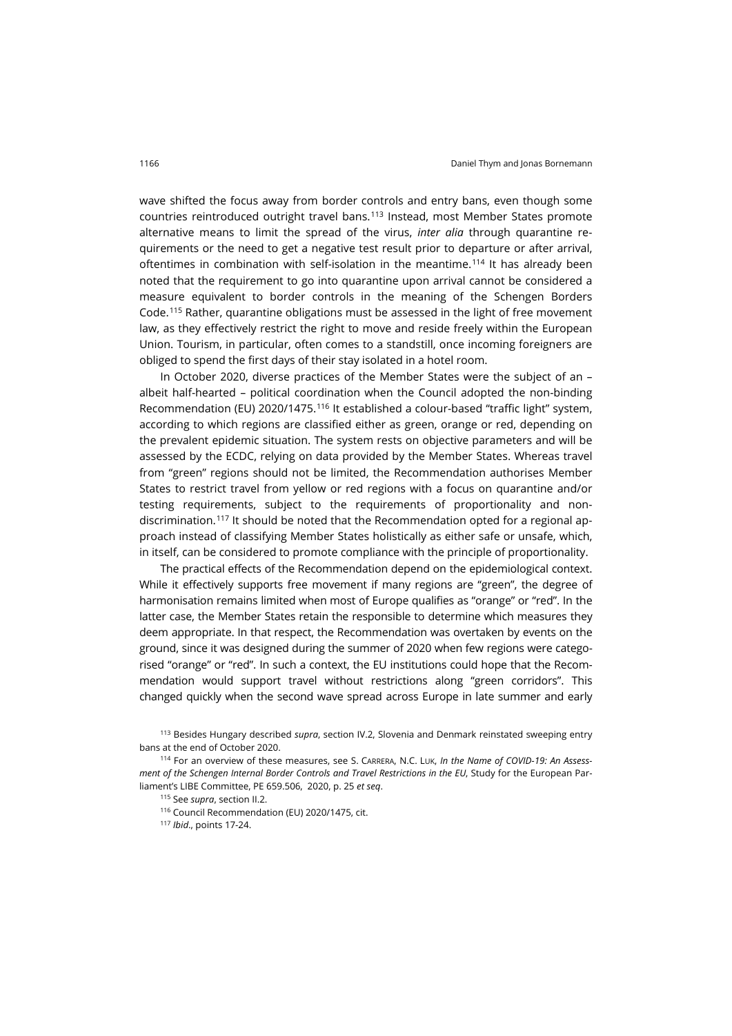wave shifted the focus away from border controls and entry bans, even though some countries reintroduced outright travel bans.[113] Instead, most Member States promote alternative means to limit the spread of the virus, *inter alia* through quarantine requirements or the need to get a negative test result prior to departure or after arrival, oftentimes in combination with self-isolation in the meantime.[114] It has already been noted that the requirement to go into quarantine upon arrival cannot be considered a measure equivalent to border controls in the meaning of the Schengen Borders Code.[115] Rather, quarantine obligations must be assessed in the light of free movement law, as they effectively restrict the right to move and reside freely within the European Union. Tourism, in particular, often comes to a standstill, once incoming foreigners are obliged to spend the first days of their stay isolated in a hotel room.

In October 2020, diverse practices of the Member States were the subject of an – albeit half-hearted – political coordination when the Council adopted the non-binding Recommendation (EU) 2020/1475.[116] It established a colour-based "traffic light" system, according to which regions are classified either as green, orange or red, depending on the prevalent epidemic situation. The system rests on objective parameters and will be assessed by the ECDC, relying on data provided by the Member States. Whereas travel from "green" regions should not be limited, the Recommendation authorises Member States to restrict travel from yellow or red regions with a focus on quarantine and/or testing requirements, subject to the requirements of proportionality and non-discrimination.[117] It should be noted that the Recommendation opted for a regional approach instead of classifying Member States holistically as either safe or unsafe, which, in itself, can be considered to promote compliance with the principle of proportionality.

The practical effects of the Recommendation depend on the epidemiological context. While it effectively supports free movement if many regions are "green", the degree of harmonisation remains limited when most of Europe qualifies as "orange" or "red". In the latter case, the Member States retain the responsible to determine which measures they deem appropriate. In that respect, the Recommendation was overtaken by events on the ground, since it was designed during the summer of 2020 when few regions were categorised "orange" or "red". In such a context, the EU institutions could hope that the Recommendation would support travel without restrictions along "green corridors". This changed quickly when the second wave spread across Europe in late summer and early

[113] Besides Hungary described *supra*, section IV.2, Slovenia and Denmark reinstated sweeping entry bans at the end of October 2020.

[114] For an overview of these measures, see S. Carrera, N.C. Luk, *In the Name of COVID-19: An Assessment of the Schengen Internal Border Controls and Travel Restrictions in the EU*, Study for the European Parliament's LIBE Committee, PE 659.506, 2020, p. 25 *et seq*.

[115] See *supra*, section II.2.

[116] Council Recommendation (EU) 2020/1475, cit.

[117] *Ibid*., points 17-24.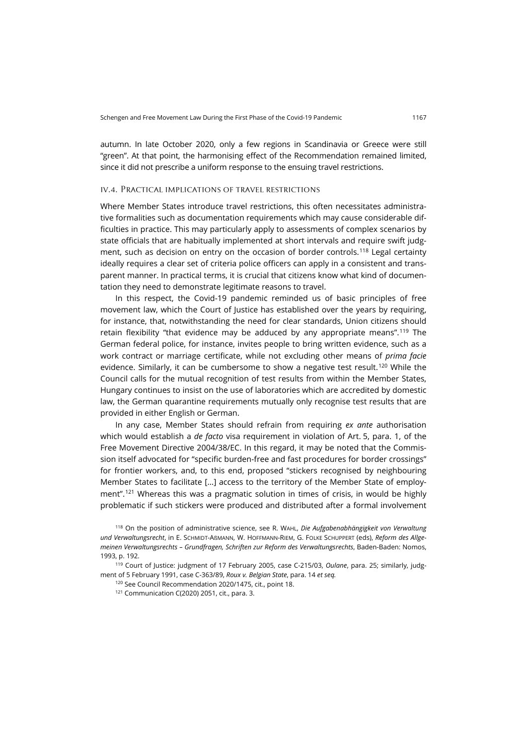autumn. In late October 2020, only a few regions in Scandinavia or Greece were still "green". At that point, the harmonising effect of the Recommendation remained limited, since it did not prescribe a uniform response to the ensuing travel restrictions.

### IV.4. Practical implications of travel restrictions

Where Member States introduce travel restrictions, this often necessitates administrative formalities such as documentation requirements which may cause considerable difficulties in practice. This may particularly apply to assessments of complex scenarios by state officials that are habitually implemented at short intervals and require swift judgment, such as decision on entry on the occasion of border controls.[118] Legal certainty ideally requires a clear set of criteria police officers can apply in a consistent and transparent manner. In practical terms, it is crucial that citizens know what kind of documentation they need to demonstrate legitimate reasons to travel.

In this respect, the Covid-19 pandemic reminded us of basic principles of free movement law, which the Court of Justice has established over the years by requiring, for instance, that, notwithstanding the need for clear standards, Union citizens should retain flexibility "that evidence may be adduced by any appropriate means".[119] The German federal police, for instance, invites people to bring written evidence, such as a work contract or marriage certificate, while not excluding other means of *prima facie* evidence. Similarly, it can be cumbersome to show a negative test result.[120] While the Council calls for the mutual recognition of test results from within the Member States, Hungary continues to insist on the use of laboratories which are accredited by domestic law, the German quarantine requirements mutually only recognise test results that are provided in either English or German.

In any case, Member States should refrain from requiring *ex ante* authorisation which would establish a *de facto* visa requirement in violation of Art. 5, para. 1, of the Free Movement Directive 2004/38/EC. In this regard, it may be noted that the Commission itself advocated for "specific burden-free and fast procedures for border crossings" for frontier workers, and, to this end, proposed "stickers recognised by neighbouring Member States to facilitate […] access to the territory of the Member State of employment".[121] Whereas this was a pragmatic solution in times of crisis, in would be highly problematic if such stickers were produced and distributed after a formal involvement

[118] On the position of administrative science, see R. Wahl, *Die Aufgabenabhängigkeit von Verwaltung und Verwaltungsrecht*, in E. Schmidt-Aßmann, W. Hoffmann-Riem, G. Folke Schuppert (eds), *Reform des Allgemeinen Verwaltungsrechts – Grundfragen, Schriften zur Reform des Verwaltungsrechts*, Baden-Baden: Nomos, 1993, p. 192.

[119] Court of Justice: judgment of 17 February 2005, case C-215/03, *Oulane*, para. 25; similarly, judgment of 5 February 1991, case C-363/89, *Roux v. Belgian State*, para. 14 *et seq.*

[120] See Council Recommendation 2020/1475, cit., point 18.

[121] Communication C(2020) 2051, cit., para. 3.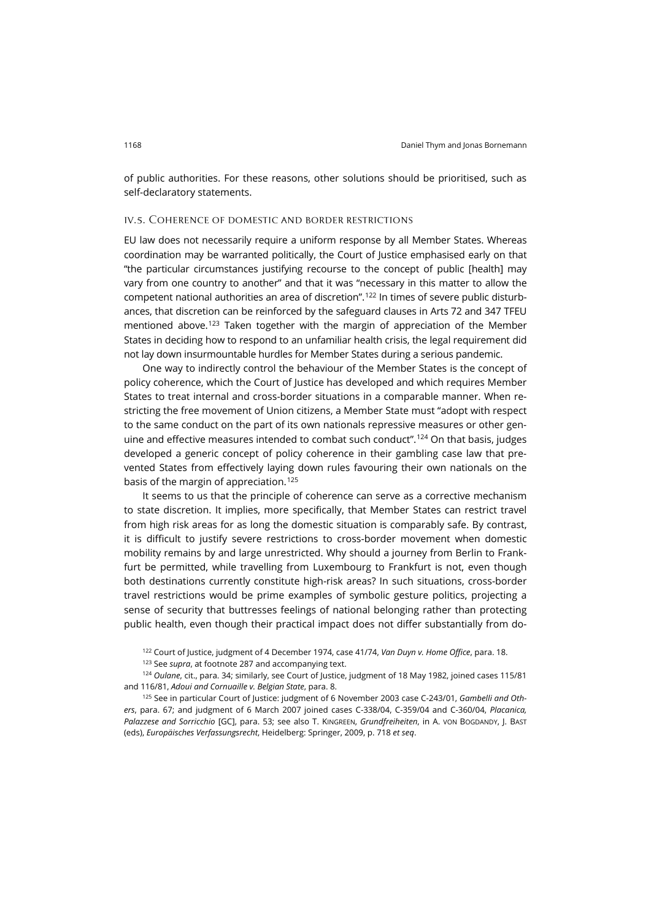of public authorities. For these reasons, other solutions should be prioritised, such as self-declaratory statements.

### IV.5. Coherence of domestic and border restrictions

EU law does not necessarily require a uniform response by all Member States. Whereas coordination may be warranted politically, the Court of Justice emphasised early on that "the particular circumstances justifying recourse to the concept of public [health] may vary from one country to another" and that it was "necessary in this matter to allow the competent national authorities an area of discretion".[122] In times of severe public disturbances, that discretion can be reinforced by the safeguard clauses in Arts 72 and 347 TFEU mentioned above.[123] Taken together with the margin of appreciation of the Member States in deciding how to respond to an unfamiliar health crisis, the legal requirement did not lay down insurmountable hurdles for Member States during a serious pandemic.

One way to indirectly control the behaviour of the Member States is the concept of policy coherence, which the Court of Justice has developed and which requires Member States to treat internal and cross-border situations in a comparable manner. When restricting the free movement of Union citizens, a Member State must "adopt with respect to the same conduct on the part of its own nationals repressive measures or other genuine and effective measures intended to combat such conduct".[124] On that basis, judges developed a generic concept of policy coherence in their gambling case law that prevented States from effectively laying down rules favouring their own nationals on the basis of the margin of appreciation.[125]

It seems to us that the principle of coherence can serve as a corrective mechanism to state discretion. It implies, more specifically, that Member States can restrict travel from high risk areas for as long the domestic situation is comparably safe. By contrast, it is difficult to justify severe restrictions to cross-border movement when domestic mobility remains by and large unrestricted. Why should a journey from Berlin to Frankfurt be permitted, while travelling from Luxembourg to Frankfurt is not, even though both destinations currently constitute high-risk areas? In such situations, cross-border travel restrictions would be prime examples of symbolic gesture politics, projecting a sense of security that buttresses feelings of national belonging rather than protecting public health, even though their practical impact does not differ substantially from do-

---

[122] Court of Justice, judgment of 4 December 1974, case 41/74, *Van Duyn v. Home Office*, para. 18.

[123] See *supra*, at footnote 287 and accompanying text.

[124] *Oulane*, cit., para. 34; similarly, see Court of Justice, judgment of 18 May 1982, joined cases 115/81 and 116/81, *Adoui and Cornuaille v. Belgian State*, para. 8.

[125] See in particular Court of Justice: judgment of 6 November 2003 case C-243/01, *Gambelli and Others*, para. 67; and judgment of 6 March 2007 joined cases C-338/04, C-359/04 and C-360/04, *Placanica, Palazzese and Sorricchio* [GC], para. 53; see also T. Kingreen, *Grundfreiheiten*, in A. von Bogdandy, J. Bast (eds), *Europäisches Verfassungsrecht*, Heidelberg: Springer, 2009, p. 718 *et seq*.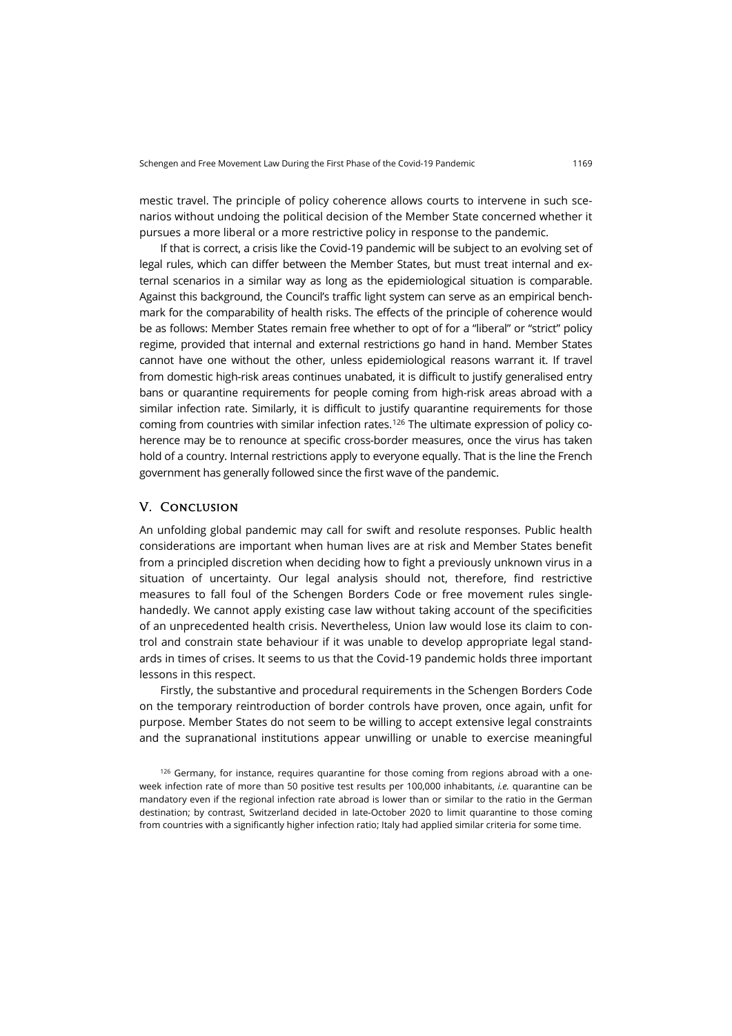mestic travel. The principle of policy coherence allows courts to intervene in such scenarios without undoing the political decision of the Member State concerned whether it pursues a more liberal or a more restrictive policy in response to the pandemic.

If that is correct, a crisis like the Covid-19 pandemic will be subject to an evolving set of legal rules, which can differ between the Member States, but must treat internal and external scenarios in a similar way as long as the epidemiological situation is comparable. Against this background, the Council's traffic light system can serve as an empirical benchmark for the comparability of health risks. The effects of the principle of coherence would be as follows: Member States remain free whether to opt of for a "liberal" or "strict" policy regime, provided that internal and external restrictions go hand in hand. Member States cannot have one without the other, unless epidemiological reasons warrant it. If travel from domestic high-risk areas continues unabated, it is difficult to justify generalised entry bans or quarantine requirements for people coming from high-risk areas abroad with a similar infection rate. Similarly, it is difficult to justify quarantine requirements for those coming from countries with similar infection rates.[126] The ultimate expression of policy coherence may be to renounce at specific cross-border measures, once the virus has taken hold of a country. Internal restrictions apply to everyone equally. That is the line the French government has generally followed since the first wave of the pandemic.

## V. Conclusion

An unfolding global pandemic may call for swift and resolute responses. Public health considerations are important when human lives are at risk and Member States benefit from a principled discretion when deciding how to fight a previously unknown virus in a situation of uncertainty. Our legal analysis should not, therefore, find restrictive measures to fall foul of the Schengen Borders Code or free movement rules single-handedly. We cannot apply existing case law without taking account of the specificities of an unprecedented health crisis. Nevertheless, Union law would lose its claim to control and constrain state behaviour if it was unable to develop appropriate legal standards in times of crises. It seems to us that the Covid-19 pandemic holds three important lessons in this respect.

Firstly, the substantive and procedural requirements in the Schengen Borders Code on the temporary reintroduction of border controls have proven, once again, unfit for purpose. Member States do not seem to be willing to accept extensive legal constraints and the supranational institutions appear unwilling or unable to exercise meaningful

[126] Germany, for instance, requires quarantine for those coming from regions abroad with a one-week infection rate of more than 50 positive test results per 100,000 inhabitants, *i.e.* quarantine can be mandatory even if the regional infection rate abroad is lower than or similar to the ratio in the German destination; by contrast, Switzerland decided in late-October 2020 to limit quarantine to those coming from countries with a significantly higher infection ratio; Italy had applied similar criteria for some time.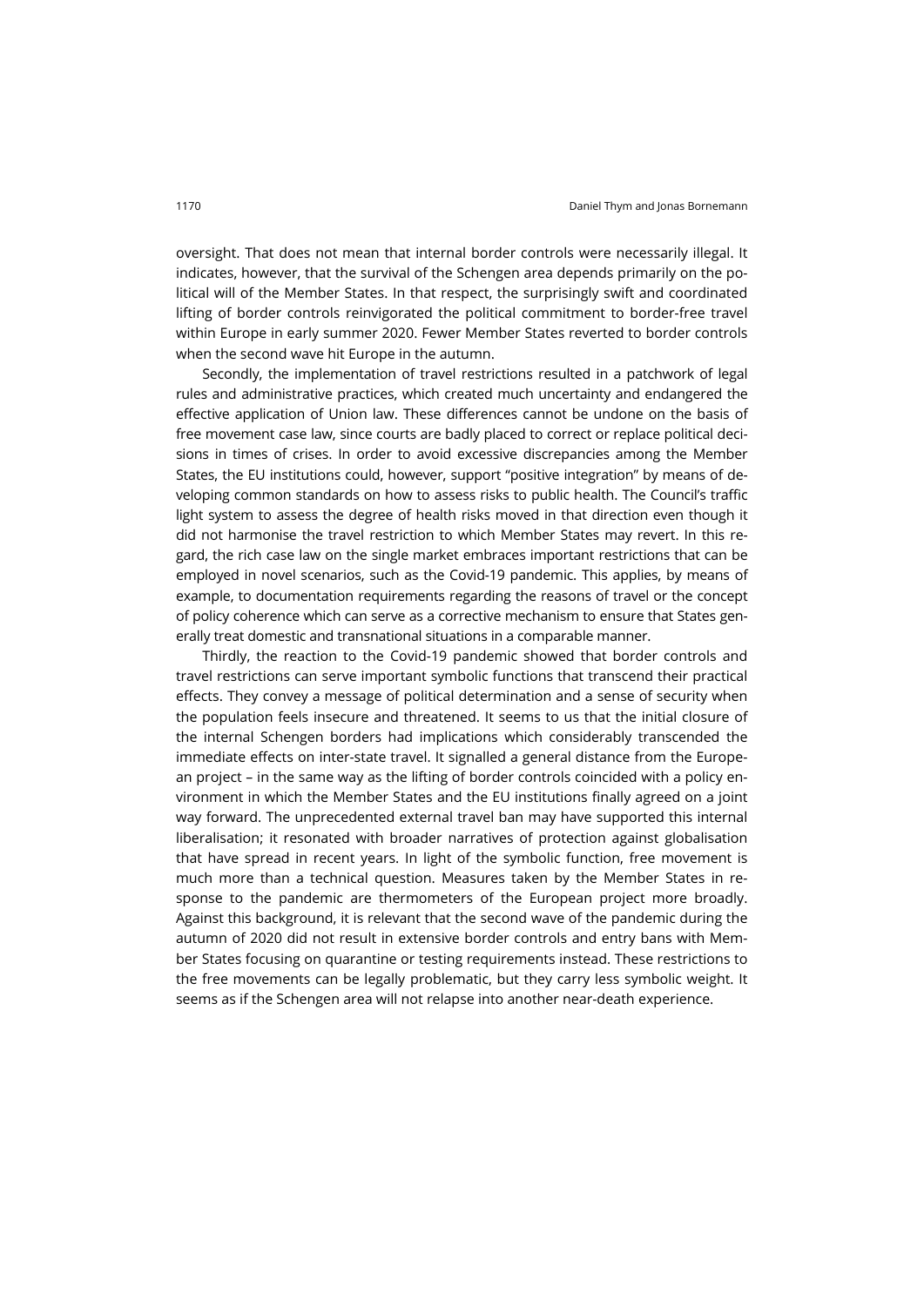oversight. That does not mean that internal border controls were necessarily illegal. It indicates, however, that the survival of the Schengen area depends primarily on the political will of the Member States. In that respect, the surprisingly swift and coordinated lifting of border controls reinvigorated the political commitment to border-free travel within Europe in early summer 2020. Fewer Member States reverted to border controls when the second wave hit Europe in the autumn.

Secondly, the implementation of travel restrictions resulted in a patchwork of legal rules and administrative practices, which created much uncertainty and endangered the effective application of Union law. These differences cannot be undone on the basis of free movement case law, since courts are badly placed to correct or replace political decisions in times of crises. In order to avoid excessive discrepancies among the Member States, the EU institutions could, however, support "positive integration" by means of developing common standards on how to assess risks to public health. The Council's traffic light system to assess the degree of health risks moved in that direction even though it did not harmonise the travel restriction to which Member States may revert. In this regard, the rich case law on the single market embraces important restrictions that can be employed in novel scenarios, such as the Covid-19 pandemic. This applies, by means of example, to documentation requirements regarding the reasons of travel or the concept of policy coherence which can serve as a corrective mechanism to ensure that States generally treat domestic and transnational situations in a comparable manner.

Thirdly, the reaction to the Covid-19 pandemic showed that border controls and travel restrictions can serve important symbolic functions that transcend their practical effects. They convey a message of political determination and a sense of security when the population feels insecure and threatened. It seems to us that the initial closure of the internal Schengen borders had implications which considerably transcended the immediate effects on inter-state travel. It signalled a general distance from the European project – in the same way as the lifting of border controls coincided with a policy environment in which the Member States and the EU institutions finally agreed on a joint way forward. The unprecedented external travel ban may have supported this internal liberalisation; it resonated with broader narratives of protection against globalisation that have spread in recent years. In light of the symbolic function, free movement is much more than a technical question. Measures taken by the Member States in response to the pandemic are thermometers of the European project more broadly. Against this background, it is relevant that the second wave of the pandemic during the autumn of 2020 did not result in extensive border controls and entry bans with Member States focusing on quarantine or testing requirements instead. These restrictions to the free movements can be legally problematic, but they carry less symbolic weight. It seems as if the Schengen area will not relapse into another near-death experience.